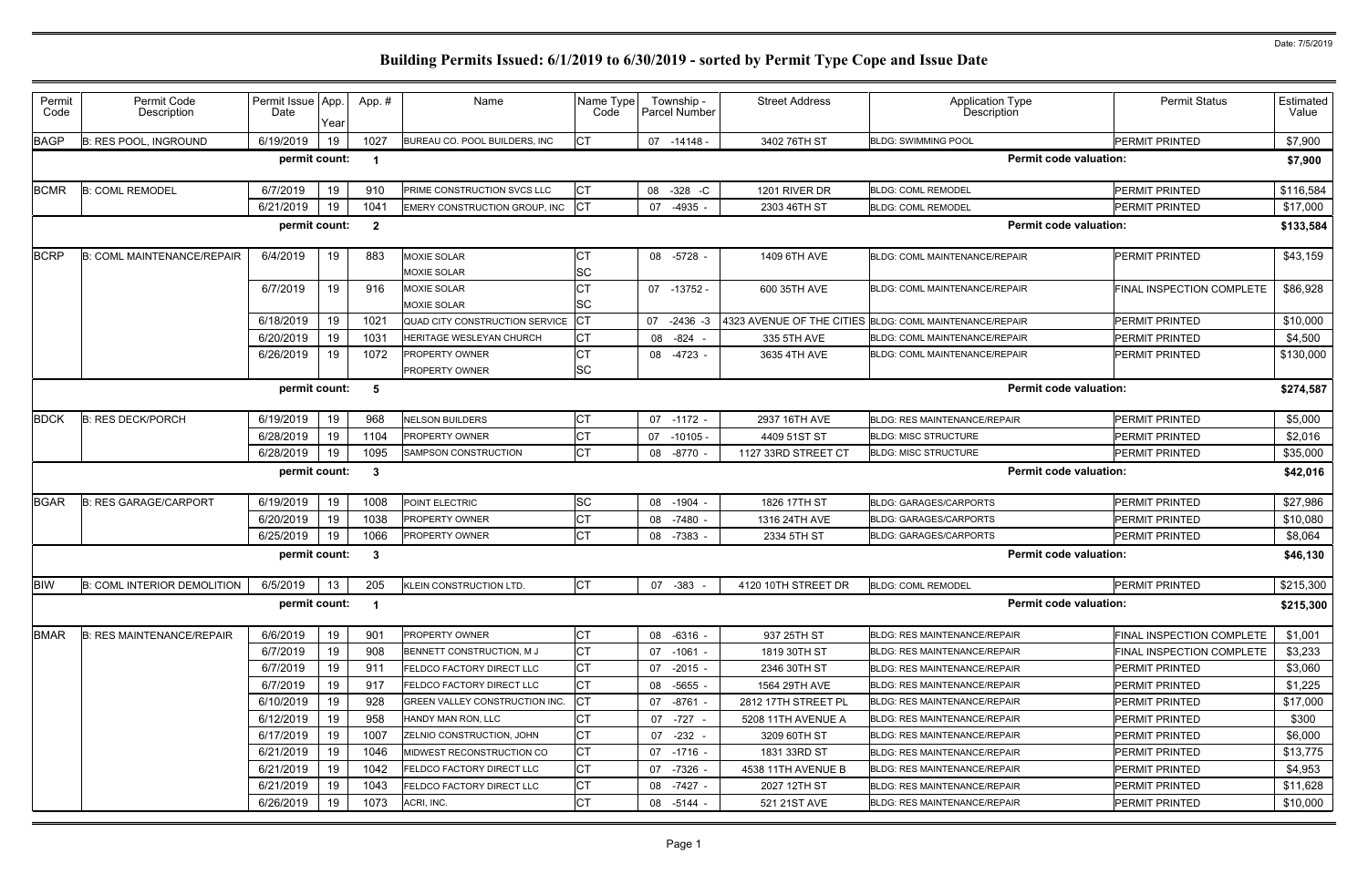Date: 7/5/2019

# Building Permits Issued: 6/1/2019 to 6/30/2019 - sorted by Permit Type Cope and Issue Date

| Permit Code | Permit Code Description | Permit Issue Date | App. Year | App. # | Name | Name Type Code | Township - Parcel Number | Street Address | Application Type Description | Permit Status | Estimated Value |
|---|---|---|---|---|---|---|---|---|---|---|---|
| BAGP | B: RES POOL, INGROUND | 6/19/2019 | 19 | 1027 | BUREAU CO. POOL BUILDERS, INC | CT | 07 -14148 - | 3402 76TH ST | BLDG: SWIMMING POOL | PERMIT PRINTED | $7,900 |
| | | permit count: | | 1 | | | | | Permit code valuation: | | $7,900 |
| BCMR | B: COML REMODEL | 6/7/2019 | 19 | 910 | PRIME CONSTRUCTION SVCS LLC | CT | 08 -328 -C | 1201 RIVER DR | BLDG: COML REMODEL | PERMIT PRINTED | $116,584 |
| | | 6/21/2019 | 19 | 1041 | EMERY CONSTRUCTION GROUP, INC | CT | 07 -4935 - | 2303 46TH ST | BLDG: COML REMODEL | PERMIT PRINTED | $17,000 |
| | | permit count: | | 2 | | | | | Permit code valuation: | | $133,584 |
| BCRP | B: COML MAINTENANCE/REPAIR | 6/4/2019 | 19 | 883 | MOXIE SOLAR<br>MOXIE SOLAR | CT<br>SC | 08 -5728 - | 1409 6TH AVE | BLDG: COML MAINTENANCE/REPAIR | PERMIT PRINTED | $43,159 |
| | | 6/7/2019 | 19 | 916 | MOXIE SOLAR<br>MOXIE SOLAR | CT<br>SC | 07 -13752 - | 600 35TH AVE | BLDG: COML MAINTENANCE/REPAIR | FINAL INSPECTION COMPLETE | $86,928 |
| | | 6/18/2019 | 19 | 1021 | QUAD CITY CONSTRUCTION SERVICE | CT | 07 -2436 -3 | 4323 AVENUE OF THE CITIES | BLDG: COML MAINTENANCE/REPAIR | PERMIT PRINTED | $10,000 |
| | | 6/20/2019 | 19 | 1031 | HERITAGE WESLEYAN CHURCH | CT | 08 -824 - | 335 5TH AVE | BLDG: COML MAINTENANCE/REPAIR | PERMIT PRINTED | $4,500 |
| | | 6/26/2019 | 19 | 1072 | PROPERTY OWNER<br>PROPERTY OWNER | CT<br>SC | 08 -4723 - | 3635 4TH AVE | BLDG: COML MAINTENANCE/REPAIR | PERMIT PRINTED | $130,000 |
| | | permit count: | | 5 | | | | | Permit code valuation: | | $274,587 |
| BDCK | B: RES DECK/PORCH | 6/19/2019 | 19 | 968 | NELSON BUILDERS | CT | 07 -1172 - | 2937 16TH AVE | BLDG: RES MAINTENANCE/REPAIR | PERMIT PRINTED | $5,000 |
| | | 6/28/2019 | 19 | 1104 | PROPERTY OWNER | CT | 07 -10105 - | 4409 51ST ST | BLDG: MISC STRUCTURE | PERMIT PRINTED | $2,016 |
| | | 6/28/2019 | 19 | 1095 | SAMPSON CONSTRUCTION | CT | 08 -8770 - | 1127 33RD STREET CT | BLDG: MISC STRUCTURE | PERMIT PRINTED | $35,000 |
| | | permit count: | | 3 | | | | | Permit code valuation: | | $42,016 |
| BGAR | B: RES GARAGE/CARPORT | 6/19/2019 | 19 | 1008 | POINT ELECTRIC | SC | 08 -1904 - | 1826 17TH ST | BLDG: GARAGES/CARPORTS | PERMIT PRINTED | $27,986 |
| | | 6/20/2019 | 19 | 1038 | PROPERTY OWNER | CT | 08 -7480 - | 1316 24TH AVE | BLDG: GARAGES/CARPORTS | PERMIT PRINTED | $10,080 |
| | | 6/25/2019 | 19 | 1066 | PROPERTY OWNER | CT | 08 -7383 - | 2334 5TH ST | BLDG: GARAGES/CARPORTS | PERMIT PRINTED | $8,064 |
| | | permit count: | | 3 | | | | | Permit code valuation: | | $46,130 |
| BIW | B: COML INTERIOR DEMOLITION | 6/5/2019 | 13 | 205 | KLEIN CONSTRUCTION LTD. | CT | 07 -383 - | 4120 10TH STREET DR | BLDG: COML REMODEL | PERMIT PRINTED | $215,300 |
| | | permit count: | | 1 | | | | | Permit code valuation: | | $215,300 |
| BMAR | B: RES MAINTENANCE/REPAIR | 6/6/2019 | 19 | 901 | PROPERTY OWNER | CT | 08 -6316 - | 937 25TH ST | BLDG: RES MAINTENANCE/REPAIR | FINAL INSPECTION COMPLETE | $1,001 |
| | | 6/7/2019 | 19 | 908 | BENNETT CONSTRUCTION, M J | CT | 07 -1061 - | 1819 30TH ST | BLDG: RES MAINTENANCE/REPAIR | FINAL INSPECTION COMPLETE | $3,233 |
| | | 6/7/2019 | 19 | 911 | FELDCO FACTORY DIRECT LLC | CT | 07 -2015 - | 2346 30TH ST | BLDG: RES MAINTENANCE/REPAIR | PERMIT PRINTED | $3,060 |
| | | 6/7/2019 | 19 | 917 | FELDCO FACTORY DIRECT LLC | CT | 08 -5655 - | 1564 29TH AVE | BLDG: RES MAINTENANCE/REPAIR | PERMIT PRINTED | $1,225 |
| | | 6/10/2019 | 19 | 928 | GREEN VALLEY CONSTRUCTION INC. | CT | 07 -8761 - | 2812 17TH STREET PL | BLDG: RES MAINTENANCE/REPAIR | PERMIT PRINTED | $17,000 |
| | | 6/12/2019 | 19 | 958 | HANDY MAN RON, LLC | CT | 07 -727 - | 5208 11TH AVENUE A | BLDG: RES MAINTENANCE/REPAIR | PERMIT PRINTED | $300 |
| | | 6/17/2019 | 19 | 1007 | ZELNIO CONSTRUCTION, JOHN | CT | 07 -232 - | 3209 60TH ST | BLDG: RES MAINTENANCE/REPAIR | PERMIT PRINTED | $6,000 |
| | | 6/21/2019 | 19 | 1046 | MIDWEST RECONSTRUCTION CO | CT | 07 -1716 - | 1831 33RD ST | BLDG: RES MAINTENANCE/REPAIR | PERMIT PRINTED | $13,775 |
| | | 6/21/2019 | 19 | 1042 | FELDCO FACTORY DIRECT LLC | CT | 07 -7326 - | 4538 11TH AVENUE B | BLDG: RES MAINTENANCE/REPAIR | PERMIT PRINTED | $4,953 |
| | | 6/21/2019 | 19 | 1043 | FELDCO FACTORY DIRECT LLC | CT | 08 -7427 - | 2027 12TH ST | BLDG: RES MAINTENANCE/REPAIR | PERMIT PRINTED | $11,628 |
| | | 6/26/2019 | 19 | 1073 | ACRI, INC. | CT | 08 -5144 - | 521 21ST AVE | BLDG: RES MAINTENANCE/REPAIR | PERMIT PRINTED | $10,000 |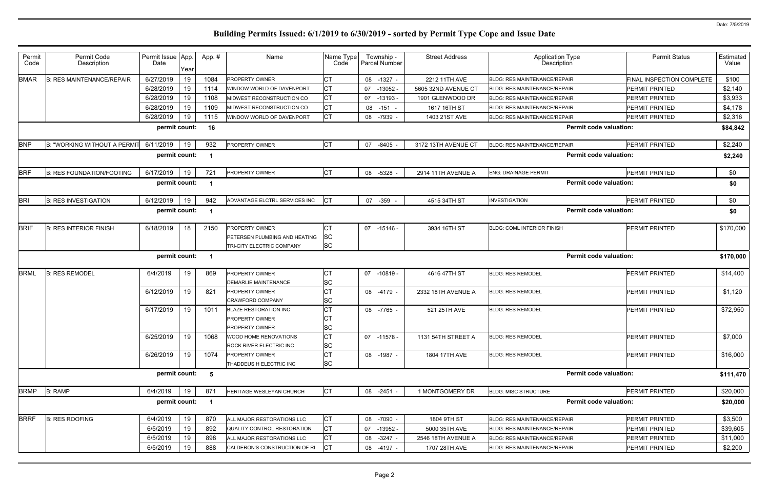# Building Permits Issued: 6/1/2019 to 6/30/2019 - sorted by Permit Type Cope and Issue Date

Date: 7/5/2019

| Permit Code | Permit Code Description | Permit Issue Date | App. Year | App. # | Name | Name Type Code | Township - Parcel Number | Street Address | Application Type Description | Permit Status | Estimated Value |
|---|---|---|---|---|---|---|---|---|---|---|---|
| BMAR | B: RES MAINTENANCE/REPAIR | 6/27/2019 | 19 | 1084 | PROPERTY OWNER | CT | 08 -1327 - | 2212 11TH AVE | BLDG: RES MAINTENANCE/REPAIR | FINAL INSPECTION COMPLETE | $100 |
| | | 6/28/2019 | 19 | 1114 | WINDOW WORLD OF DAVENPORT | CT | 07 -13052 - | 5605 32ND AVENUE CT | BLDG: RES MAINTENANCE/REPAIR | PERMIT PRINTED | $2,140 |
| | | 6/28/2019 | 19 | 1108 | MIDWEST RECONSTRUCTION CO | CT | 07 -13193 - | 1901 GLENWOOD DR | BLDG: RES MAINTENANCE/REPAIR | PERMIT PRINTED | $3,933 |
| | | 6/28/2019 | 19 | 1109 | MIDWEST RECONSTRUCTION CO | CT | 08 -151 - | 1617 16TH ST | BLDG: RES MAINTENANCE/REPAIR | PERMIT PRINTED | $4,178 |
| | | 6/28/2019 | 19 | 1115 | WINDOW WORLD OF DAVENPORT | CT | 08 -7939 - | 1403 21ST AVE | BLDG: RES MAINTENANCE/REPAIR | PERMIT PRINTED | $2,316 |
| | | permit count: | | 16 | | | | | Permit code valuation: | | $84,842 |
| BNP | B: "WORKING WITHOUT A PERMIT | 6/11/2019 | 19 | 932 | PROPERTY OWNER | CT | 07 -8405 - | 3172 13TH AVENUE CT | BLDG: RES MAINTENANCE/REPAIR | PERMIT PRINTED | $2,240 |
| | | permit count: | | 1 | | | | | Permit code valuation: | | $2,240 |
| BRF | B: RES FOUNDATION/FOOTING | 6/17/2019 | 19 | 721 | PROPERTY OWNER | CT | 08 -5328 - | 2914 11TH AVENUE A | ENG: DRAINAGE PERMIT | PERMIT PRINTED | $0 |
| | | permit count: | | 1 | | | | | Permit code valuation: | | $0 |
| BRI | B: RES INVESTIGATION | 6/12/2019 | 19 | 942 | ADVANTAGE ELCTRL SERVICES INC | CT | 07 -359 - | 4515 34TH ST | INVESTIGATION | PERMIT PRINTED | $0 |
| | | permit count: | | 1 | | | | | Permit code valuation: | | $0 |
| BRIF | B: RES INTERIOR FINISH | 6/18/2019 | 18 | 2150 | PROPERTY OWNER<br>PETERSEN PLUMBING AND HEATING<br>TRI-CITY ELECTRIC COMPANY | CT<br>SC<br>SC | 07 -15146 - | 3934 16TH ST | BLDG: COML INTERIOR FINISH | PERMIT PRINTED | $170,000 |
| | | permit count: | | 1 | | | | | Permit code valuation: | | $170,000 |
| BRML | B: RES REMODEL | 6/4/2019 | 19 | 869 | PROPERTY OWNER<br>DEMARLIE MAINTENANCE | CT<br>SC | 07 -10819 - | 4616 47TH ST | BLDG: RES REMODEL | PERMIT PRINTED | $14,400 |
| | | 6/12/2019 | 19 | 821 | PROPERTY OWNER<br>CRAWFORD COMPANY | CT<br>SC | 08 -4179 - | 2332 18TH AVENUE A | BLDG: RES REMODEL | PERMIT PRINTED | $1,120 |
| | | 6/17/2019 | 19 | 1011 | BLAZE RESTORATION INC<br>PROPERTY OWNER<br>PROPERTY OWNER | CT<br>CT<br>SC | 08 -7765 - | 521 25TH AVE | BLDG: RES REMODEL | PERMIT PRINTED | $72,950 |
| | | 6/25/2019 | 19 | 1068 | WOOD HOME RENOVATIONS<br>ROCK RIVER ELECTRIC INC | CT<br>SC | 07 -11578 - | 1131 54TH STREET A | BLDG: RES REMODEL | PERMIT PRINTED | $7,000 |
| | | 6/26/2019 | 19 | 1074 | PROPERTY OWNER<br>THADDEUS H ELECTRIC INC | CT<br>SC | 08 -1987 - | 1804 17TH AVE | BLDG: RES REMODEL | PERMIT PRINTED | $16,000 |
| | | permit count: | | 5 | | | | | Permit code valuation: | | $111,470 |
| BRMP | B: RAMP | 6/4/2019 | 19 | 871 | HERITAGE WESLEYAN CHURCH | CT | 08 -2451 - | 1 MONTGOMERY DR | BLDG: MISC STRUCTURE | PERMIT PRINTED | $20,000 |
| | | permit count: | | 1 | | | | | Permit code valuation: | | $20,000 |
| BRRF | B: RES ROOFING | 6/4/2019 | 19 | 870 | ALL MAJOR RESTORATIONS LLC | CT | 08 -7090 - | 1804 9TH ST | BLDG: RES MAINTENANCE/REPAIR | PERMIT PRINTED | $3,500 |
| | | 6/5/2019 | 19 | 892 | QUALITY CONTROL RESTORATION | CT | 07 -13952 - | 5000 35TH AVE | BLDG: RES MAINTENANCE/REPAIR | PERMIT PRINTED | $39,605 |
| | | 6/5/2019 | 19 | 898 | ALL MAJOR RESTORATIONS LLC | CT | 08 -3247 - | 2546 18TH AVENUE A | BLDG: RES MAINTENANCE/REPAIR | PERMIT PRINTED | $11,000 |
| | | 6/5/2019 | 19 | 888 | CALDERON'S CONSTRUCTION OF RI | CT | 08 -4197 - | 1707 28TH AVE | BLDG: RES MAINTENANCE/REPAIR | PERMIT PRINTED | $2,200 |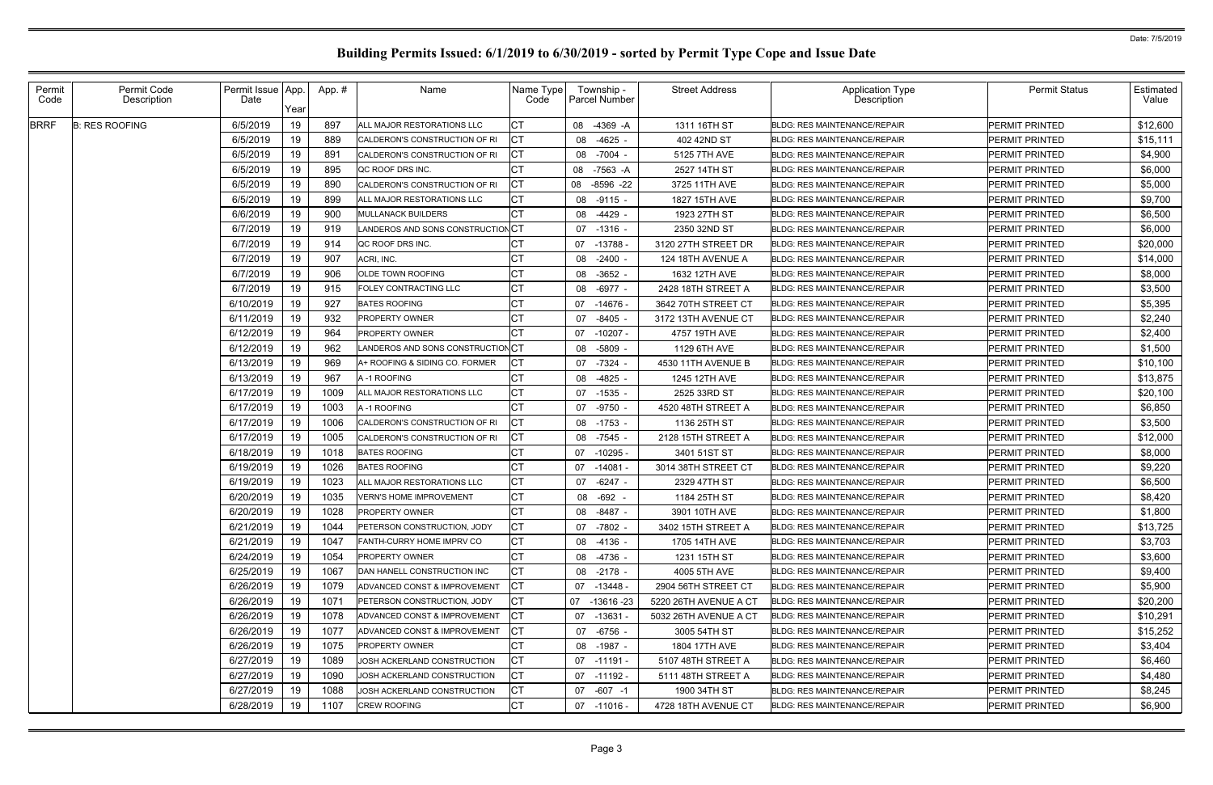# Building Permits Issued: 6/1/2019 to 6/30/2019 - sorted by Permit Type Cope and Issue Date

Date: 7/5/2019

| Permit Code | Permit Code Description | Permit Issue Date | App. Year | App. # | Name | Name Type Code | Township - Parcel Number | Street Address | Application Type Description | Permit Status | Estimated Value |
|---|---|---|---|---|---|---|---|---|---|---|---|
| BRRF | B: RES ROOFING | 6/5/2019 | 19 | 897 | ALL MAJOR RESTORATIONS LLC | CT | 08 -4369 -A | 1311 16TH ST | BLDG: RES MAINTENANCE/REPAIR | PERMIT PRINTED | $12,600 |
| | | 6/5/2019 | 19 | 889 | CALDERON'S CONSTRUCTION OF RI | CT | 08 -4625 - | 402 42ND ST | BLDG: RES MAINTENANCE/REPAIR | PERMIT PRINTED | $15,111 |
| | | 6/5/2019 | 19 | 891 | CALDERON'S CONSTRUCTION OF RI | CT | 08 -7004 - | 5125 7TH AVE | BLDG: RES MAINTENANCE/REPAIR | PERMIT PRINTED | $4,900 |
| | | 6/5/2019 | 19 | 895 | QC ROOF DRS INC. | CT | 08 -7563 -A | 2527 14TH ST | BLDG: RES MAINTENANCE/REPAIR | PERMIT PRINTED | $6,000 |
| | | 6/5/2019 | 19 | 890 | CALDERON'S CONSTRUCTION OF RI | CT | 08 -8596 -22 | 3725 11TH AVE | BLDG: RES MAINTENANCE/REPAIR | PERMIT PRINTED | $5,000 |
| | | 6/5/2019 | 19 | 899 | ALL MAJOR RESTORATIONS LLC | CT | 08 -9115 - | 1827 15TH AVE | BLDG: RES MAINTENANCE/REPAIR | PERMIT PRINTED | $9,700 |
| | | 6/6/2019 | 19 | 900 | MULLANACK BUILDERS | CT | 08 -4429 - | 1923 27TH ST | BLDG: RES MAINTENANCE/REPAIR | PERMIT PRINTED | $6,500 |
| | | 6/7/2019 | 19 | 919 | LANDEROS AND SONS CONSTRUCTION | CT | 07 -1316 - | 2350 32ND ST | BLDG: RES MAINTENANCE/REPAIR | PERMIT PRINTED | $6,000 |
| | | 6/7/2019 | 19 | 914 | QC ROOF DRS INC. | CT | 07 -13788 - | 3120 27TH STREET DR | BLDG: RES MAINTENANCE/REPAIR | PERMIT PRINTED | $20,000 |
| | | 6/7/2019 | 19 | 907 | ACRI, INC. | CT | 08 -2400 - | 124 18TH AVENUE A | BLDG: RES MAINTENANCE/REPAIR | PERMIT PRINTED | $14,000 |
| | | 6/7/2019 | 19 | 906 | OLDE TOWN ROOFING | CT | 08 -3652 - | 1632 12TH AVE | BLDG: RES MAINTENANCE/REPAIR | PERMIT PRINTED | $8,000 |
| | | 6/7/2019 | 19 | 915 | FOLEY CONTRACTING LLC | CT | 08 -6977 - | 2428 18TH STREET A | BLDG: RES MAINTENANCE/REPAIR | PERMIT PRINTED | $3,500 |
| | | 6/10/2019 | 19 | 927 | BATES ROOFING | CT | 07 -14676 - | 3642 70TH STREET CT | BLDG: RES MAINTENANCE/REPAIR | PERMIT PRINTED | $5,395 |
| | | 6/11/2019 | 19 | 932 | PROPERTY OWNER | CT | 07 -8405 - | 3172 13TH AVENUE CT | BLDG: RES MAINTENANCE/REPAIR | PERMIT PRINTED | $2,240 |
| | | 6/12/2019 | 19 | 964 | PROPERTY OWNER | CT | 07 -10207 - | 4757 19TH AVE | BLDG: RES MAINTENANCE/REPAIR | PERMIT PRINTED | $2,400 |
| | | 6/12/2019 | 19 | 962 | LANDEROS AND SONS CONSTRUCTION | CT | 08 -5809 - | 1129 6TH AVE | BLDG: RES MAINTENANCE/REPAIR | PERMIT PRINTED | $1,500 |
| | | 6/13/2019 | 19 | 969 | A+ ROOFING & SIDING CO. FORMER | CT | 07 -7324 - | 4530 11TH AVENUE B | BLDG: RES MAINTENANCE/REPAIR | PERMIT PRINTED | $10,100 |
| | | 6/13/2019 | 19 | 967 | A -1 ROOFING | CT | 08 -4825 - | 1245 12TH AVE | BLDG: RES MAINTENANCE/REPAIR | PERMIT PRINTED | $13,875 |
| | | 6/17/2019 | 19 | 1009 | ALL MAJOR RESTORATIONS LLC | CT | 07 -1535 - | 2525 33RD ST | BLDG: RES MAINTENANCE/REPAIR | PERMIT PRINTED | $20,100 |
| | | 6/17/2019 | 19 | 1003 | A -1 ROOFING | CT | 07 -9750 - | 4520 48TH STREET A | BLDG: RES MAINTENANCE/REPAIR | PERMIT PRINTED | $6,850 |
| | | 6/17/2019 | 19 | 1006 | CALDERON'S CONSTRUCTION OF RI | CT | 08 -1753 - | 1136 25TH ST | BLDG: RES MAINTENANCE/REPAIR | PERMIT PRINTED | $3,500 |
| | | 6/17/2019 | 19 | 1005 | CALDERON'S CONSTRUCTION OF RI | CT | 08 -7545 - | 2128 15TH STREET A | BLDG: RES MAINTENANCE/REPAIR | PERMIT PRINTED | $12,000 |
| | | 6/18/2019 | 19 | 1018 | BATES ROOFING | CT | 07 -10295 - | 3401 51ST ST | BLDG: RES MAINTENANCE/REPAIR | PERMIT PRINTED | $8,000 |
| | | 6/19/2019 | 19 | 1026 | BATES ROOFING | CT | 07 -14081 - | 3014 38TH STREET CT | BLDG: RES MAINTENANCE/REPAIR | PERMIT PRINTED | $9,220 |
| | | 6/19/2019 | 19 | 1023 | ALL MAJOR RESTORATIONS LLC | CT | 07 -6247 - | 2329 47TH ST | BLDG: RES MAINTENANCE/REPAIR | PERMIT PRINTED | $6,500 |
| | | 6/20/2019 | 19 | 1035 | VERN'S HOME IMPROVEMENT | CT | 08 -692 - | 1184 25TH ST | BLDG: RES MAINTENANCE/REPAIR | PERMIT PRINTED | $8,420 |
| | | 6/20/2019 | 19 | 1028 | PROPERTY OWNER | CT | 08 -8487 - | 3901 10TH AVE | BLDG: RES MAINTENANCE/REPAIR | PERMIT PRINTED | $1,800 |
| | | 6/21/2019 | 19 | 1044 | PETERSON CONSTRUCTION, JODY | CT | 07 -7802 - | 3402 15TH STREET A | BLDG: RES MAINTENANCE/REPAIR | PERMIT PRINTED | $13,725 |
| | | 6/21/2019 | 19 | 1047 | FANTH-CURRY HOME IMPRV CO | CT | 08 -4136 - | 1705 14TH AVE | BLDG: RES MAINTENANCE/REPAIR | PERMIT PRINTED | $3,703 |
| | | 6/24/2019 | 19 | 1054 | PROPERTY OWNER | CT | 08 -4736 - | 1231 15TH ST | BLDG: RES MAINTENANCE/REPAIR | PERMIT PRINTED | $3,600 |
| | | 6/25/2019 | 19 | 1067 | DAN HANELL CONSTRUCTION INC | CT | 08 -2178 - | 4005 5TH AVE | BLDG: RES MAINTENANCE/REPAIR | PERMIT PRINTED | $9,400 |
| | | 6/26/2019 | 19 | 1079 | ADVANCED CONST & IMPROVEMENT | CT | 07 -13448 - | 2904 56TH STREET CT | BLDG: RES MAINTENANCE/REPAIR | PERMIT PRINTED | $5,900 |
| | | 6/26/2019 | 19 | 1071 | PETERSON CONSTRUCTION, JODY | CT | 07 -13616 -23 | 5220 26TH AVENUE A CT | BLDG: RES MAINTENANCE/REPAIR | PERMIT PRINTED | $20,200 |
| | | 6/26/2019 | 19 | 1078 | ADVANCED CONST & IMPROVEMENT | CT | 07 -13631 - | 5032 26TH AVENUE A CT | BLDG: RES MAINTENANCE/REPAIR | PERMIT PRINTED | $10,291 |
| | | 6/26/2019 | 19 | 1077 | ADVANCED CONST & IMPROVEMENT | CT | 07 -6756 - | 3005 54TH ST | BLDG: RES MAINTENANCE/REPAIR | PERMIT PRINTED | $15,252 |
| | | 6/26/2019 | 19 | 1075 | PROPERTY OWNER | CT | 08 -1987 - | 1804 17TH AVE | BLDG: RES MAINTENANCE/REPAIR | PERMIT PRINTED | $3,404 |
| | | 6/27/2019 | 19 | 1089 | JOSH ACKERLAND CONSTRUCTION | CT | 07 -11191 - | 5107 48TH STREET A | BLDG: RES MAINTENANCE/REPAIR | PERMIT PRINTED | $6,460 |
| | | 6/27/2019 | 19 | 1090 | JOSH ACKERLAND CONSTRUCTION | CT | 07 -11192 - | 5111 48TH STREET A | BLDG: RES MAINTENANCE/REPAIR | PERMIT PRINTED | $4,480 |
| | | 6/27/2019 | 19 | 1088 | JOSH ACKERLAND CONSTRUCTION | CT | 07 -607 -1 | 1900 34TH ST | BLDG: RES MAINTENANCE/REPAIR | PERMIT PRINTED | $8,245 |
| | | 6/28/2019 | 19 | 1107 | CREW ROOFING | CT | 07 -11016 - | 4728 18TH AVENUE CT | BLDG: RES MAINTENANCE/REPAIR | PERMIT PRINTED | $6,900 |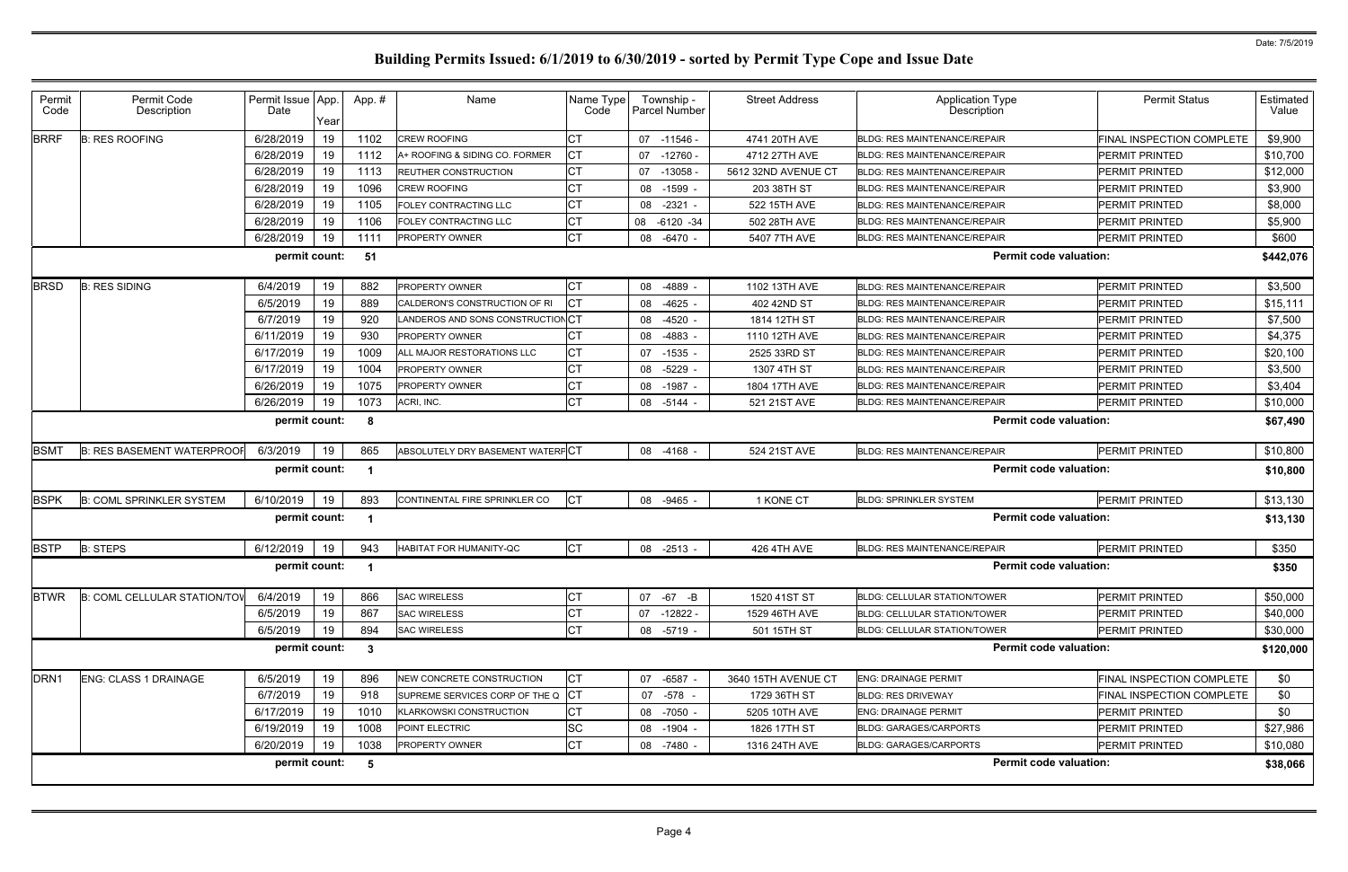# Building Permits Issued: 6/1/2019 to 6/30/2019 - sorted by Permit Type Cope and Issue Date

Date: 7/5/2019

| Permit Code | Permit Code Description | Permit Issue Date | App. Year | App. # | Name | Name Type Code | Township - Parcel Number | Street Address | Application Type Description | Permit Status | Estimated Value |
|---|---|---|---|---|---|---|---|---|---|---|---|
| BRRF | B: RES ROOFING | 6/28/2019 | 19 | 1102 | CREW ROOFING | CT | 07 -11546 - | 4741 20TH AVE | BLDG: RES MAINTENANCE/REPAIR | FINAL INSPECTION COMPLETE | $9,900 |
| | | 6/28/2019 | 19 | 1112 | A+ ROOFING & SIDING CO. FORMER | CT | 07 -12760 - | 4712 27TH AVE | BLDG: RES MAINTENANCE/REPAIR | PERMIT PRINTED | $10,700 |
| | | 6/28/2019 | 19 | 1113 | REUTHER CONSTRUCTION | CT | 07 -13058 - | 5612 32ND AVENUE CT | BLDG: RES MAINTENANCE/REPAIR | PERMIT PRINTED | $12,000 |
| | | 6/28/2019 | 19 | 1096 | CREW ROOFING | CT | 08 -1599 - | 203 38TH ST | BLDG: RES MAINTENANCE/REPAIR | PERMIT PRINTED | $3,900 |
| | | 6/28/2019 | 19 | 1105 | FOLEY CONTRACTING LLC | CT | 08 -2321 - | 522 15TH AVE | BLDG: RES MAINTENANCE/REPAIR | PERMIT PRINTED | $8,000 |
| | | 6/28/2019 | 19 | 1106 | FOLEY CONTRACTING LLC | CT | 08 -6120 -34 | 502 28TH AVE | BLDG: RES MAINTENANCE/REPAIR | PERMIT PRINTED | $5,900 |
| | | 6/28/2019 | 19 | 1111 | PROPERTY OWNER | CT | 08 -6470 - | 5407 7TH AVE | BLDG: RES MAINTENANCE/REPAIR | PERMIT PRINTED | $600 |
| | | permit count: | | 51 | | | | | Permit code valuation: | | $442,076 |
| BRSD | B: RES SIDING | 6/4/2019 | 19 | 882 | PROPERTY OWNER | CT | 08 -4889 - | 1102 13TH AVE | BLDG: RES MAINTENANCE/REPAIR | PERMIT PRINTED | $3,500 |
| | | 6/5/2019 | 19 | 889 | CALDERON'S CONSTRUCTION OF RI | CT | 08 -4625 - | 402 42ND ST | BLDG: RES MAINTENANCE/REPAIR | PERMIT PRINTED | $15,111 |
| | | 6/7/2019 | 19 | 920 | LANDEROS AND SONS CONSTRUCTION | CT | 08 -4520 - | 1814 12TH ST | BLDG: RES MAINTENANCE/REPAIR | PERMIT PRINTED | $7,500 |
| | | 6/11/2019 | 19 | 930 | PROPERTY OWNER | CT | 08 -4883 - | 1110 12TH AVE | BLDG: RES MAINTENANCE/REPAIR | PERMIT PRINTED | $4,375 |
| | | 6/17/2019 | 19 | 1009 | ALL MAJOR RESTORATIONS LLC | CT | 07 -1535 - | 2525 33RD ST | BLDG: RES MAINTENANCE/REPAIR | PERMIT PRINTED | $20,100 |
| | | 6/17/2019 | 19 | 1004 | PROPERTY OWNER | CT | 08 -5229 - | 1307 4TH ST | BLDG: RES MAINTENANCE/REPAIR | PERMIT PRINTED | $3,500 |
| | | 6/26/2019 | 19 | 1075 | PROPERTY OWNER | CT | 08 -1987 - | 1804 17TH AVE | BLDG: RES MAINTENANCE/REPAIR | PERMIT PRINTED | $3,404 |
| | | 6/26/2019 | 19 | 1073 | ACRI, INC. | CT | 08 -5144 - | 521 21ST AVE | BLDG: RES MAINTENANCE/REPAIR | PERMIT PRINTED | $10,000 |
| | | permit count: | | 8 | | | | | Permit code valuation: | | $67,490 |
| BSMT | B: RES BASEMENT WATERPROOF | 6/3/2019 | 19 | 865 | ABSOLUTELY DRY BASEMENT WATERP | CT | 08 -4168 - | 524 21ST AVE | BLDG: RES MAINTENANCE/REPAIR | PERMIT PRINTED | $10,800 |
| | | permit count: | | 1 | | | | | Permit code valuation: | | $10,800 |
| BSPK | B: COML SPRINKLER SYSTEM | 6/10/2019 | 19 | 893 | CONTINENTAL FIRE SPRINKLER CO | CT | 08 -9465 - | 1 KONE CT | BLDG: SPRINKLER SYSTEM | PERMIT PRINTED | $13,130 |
| | | permit count: | | 1 | | | | | Permit code valuation: | | $13,130 |
| BSTP | B: STEPS | 6/12/2019 | 19 | 943 | HABITAT FOR HUMANITY-QC | CT | 08 -2513 - | 426 4TH AVE | BLDG: RES MAINTENANCE/REPAIR | PERMIT PRINTED | $350 |
| | | permit count: | | 1 | | | | | Permit code valuation: | | $350 |
| BTWR | B: COML CELLULAR STATION/TOW | 6/4/2019 | 19 | 866 | SAC WIRELESS | CT | 07 -67 -B | 1520 41ST ST | BLDG: CELLULAR STATION/TOWER | PERMIT PRINTED | $50,000 |
| | | 6/5/2019 | 19 | 867 | SAC WIRELESS | CT | 07 -12822 - | 1529 46TH AVE | BLDG: CELLULAR STATION/TOWER | PERMIT PRINTED | $40,000 |
| | | 6/5/2019 | 19 | 894 | SAC WIRELESS | CT | 08 -5719 - | 501 15TH ST | BLDG: CELLULAR STATION/TOWER | PERMIT PRINTED | $30,000 |
| | | permit count: | | 3 | | | | | Permit code valuation: | | $120,000 |
| DRN1 | ENG: CLASS 1 DRAINAGE | 6/5/2019 | 19 | 896 | NEW CONCRETE CONSTRUCTION | CT | 07 -6587 - | 3640 15TH AVENUE CT | ENG: DRAINAGE PERMIT | FINAL INSPECTION COMPLETE | $0 |
| | | 6/7/2019 | 19 | 918 | SUPREME SERVICES CORP OF THE Q | CT | 07 -578 - | 1729 36TH ST | BLDG: RES DRIVEWAY | FINAL INSPECTION COMPLETE | $0 |
| | | 6/17/2019 | 19 | 1010 | KLARKOWSKI CONSTRUCTION | CT | 08 -7050 - | 5205 10TH AVE | ENG: DRAINAGE PERMIT | PERMIT PRINTED | $0 |
| | | 6/19/2019 | 19 | 1008 | POINT ELECTRIC | SC | 08 -1904 - | 1826 17TH ST | BLDG: GARAGES/CARPORTS | PERMIT PRINTED | $27,986 |
| | | 6/20/2019 | 19 | 1038 | PROPERTY OWNER | CT | 08 -7480 - | 1316 24TH AVE | BLDG: GARAGES/CARPORTS | PERMIT PRINTED | $10,080 |
| | | permit count: | | 5 | | | | | Permit code valuation: | | $38,066 |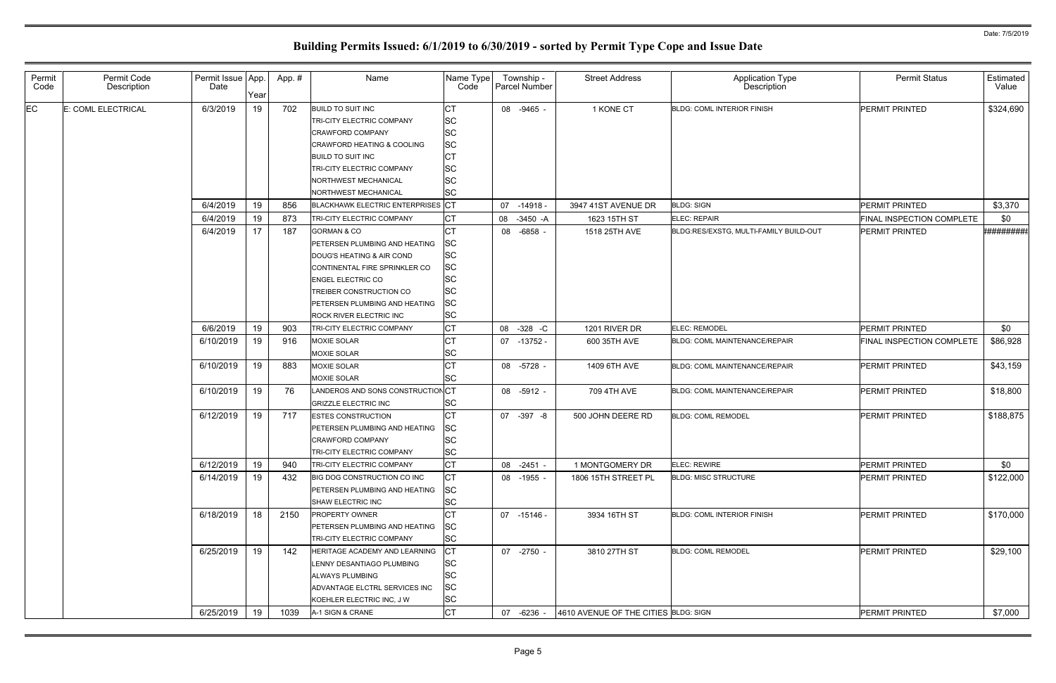Date: 7/5/2019

# Building Permits Issued: 6/1/2019 to 6/30/2019 - sorted by Permit Type Cope and Issue Date

| Permit Code | Permit Code Description | Permit Issue Date | App. Year | App. # | Name | Name Type Code | Township - Parcel Number | Street Address | Application Type Description | Permit Status | Estimated Value |
|---|---|---|---|---|---|---|---|---|---|---|---|
| EC | E: COML ELECTRICAL | 6/3/2019 | 19 | 702 | BUILD TO SUIT INC | CT | 08 -9465 - | 1 KONE CT | BLDG: COML INTERIOR FINISH | PERMIT PRINTED | $324,690 |
| | | | | | TRI-CITY ELECTRIC COMPANY | SC | | | | | |
| | | | | | CRAWFORD COMPANY | SC | | | | | |
| | | | | | CRAWFORD HEATING & COOLING | SC | | | | | |
| | | | | | BUILD TO SUIT INC | CT | | | | | |
| | | | | | TRI-CITY ELECTRIC COMPANY | SC | | | | | |
| | | | | | NORTHWEST MECHANICAL | SC | | | | | |
| | | | | | NORTHWEST MECHANICAL | SC | | | | | |
| | | 6/4/2019 | 19 | 856 | BLACKHAWK ELECTRIC ENTERPRISES | CT | 07 -14918 - | 3947 41ST AVENUE DR | BLDG: SIGN | PERMIT PRINTED | $3,370 |
| | | 6/4/2019 | 19 | 873 | TRI-CITY ELECTRIC COMPANY | CT | 08 -3450 -A | 1623 15TH ST | ELEC: REPAIR | FINAL INSPECTION COMPLETE | $0 |
| | | 6/4/2019 | 17 | 187 | GORMAN & CO | CT | 08 -6858 - | 1518 25TH AVE | BLDG:RES/EXSTG, MULTI-FAMILY BUILD-OUT | PERMIT PRINTED | ######### |
| | | | | | PETERSEN PLUMBING AND HEATING | SC | | | | | |
| | | | | | DOUG'S HEATING & AIR COND | SC | | | | | |
| | | | | | CONTINENTAL FIRE SPRINKLER CO | SC | | | | | |
| | | | | | ENGEL ELECTRIC CO | SC | | | | | |
| | | | | | TREIBER CONSTRUCTION CO | SC | | | | | |
| | | | | | PETERSEN PLUMBING AND HEATING | SC | | | | | |
| | | | | | ROCK RIVER ELECTRIC INC | SC | | | | | |
| | | 6/6/2019 | 19 | 903 | TRI-CITY ELECTRIC COMPANY | CT | 08 -328 -C | 1201 RIVER DR | ELEC: REMODEL | PERMIT PRINTED | $0 |
| | | 6/10/2019 | 19 | 916 | MOXIE SOLAR | CT | 07 -13752 - | 600 35TH AVE | BLDG: COML MAINTENANCE/REPAIR | FINAL INSPECTION COMPLETE | $86,928 |
| | | | | | MOXIE SOLAR | SC | | | | | |
| | | 6/10/2019 | 19 | 883 | MOXIE SOLAR | CT | 08 -5728 - | 1409 6TH AVE | BLDG: COML MAINTENANCE/REPAIR | PERMIT PRINTED | $43,159 |
| | | | | | MOXIE SOLAR | SC | | | | | |
| | | 6/10/2019 | 19 | 76 | LANDEROS AND SONS CONSTRUCTION | CT | 08 -5912 - | 709 4TH AVE | BLDG: COML MAINTENANCE/REPAIR | PERMIT PRINTED | $18,800 |
| | | | | | GRIZZLE ELECTRIC INC | SC | | | | | |
| | | 6/12/2019 | 19 | 717 | ESTES CONSTRUCTION | CT | 07 -397 -8 | 500 JOHN DEERE RD | BLDG: COML REMODEL | PERMIT PRINTED | $188,875 |
| | | | | | PETERSEN PLUMBING AND HEATING | SC | | | | | |
| | | | | | CRAWFORD COMPANY | SC | | | | | |
| | | | | | TRI-CITY ELECTRIC COMPANY | SC | | | | | |
| | | 6/12/2019 | 19 | 940 | TRI-CITY ELECTRIC COMPANY | CT | 08 -2451 - | 1 MONTGOMERY DR | ELEC: REWIRE | PERMIT PRINTED | $0 |
| | | 6/14/2019 | 19 | 432 | BIG DOG CONSTRUCTION CO INC | CT | 08 -1955 - | 1806 15TH STREET PL | BLDG: MISC STRUCTURE | PERMIT PRINTED | $122,000 |
| | | | | | PETERSEN PLUMBING AND HEATING | SC | | | | | |
| | | | | | SHAW ELECTRIC INC | SC | | | | | |
| | | 6/18/2019 | 18 | 2150 | PROPERTY OWNER | CT | 07 -15146 - | 3934 16TH ST | BLDG: COML INTERIOR FINISH | PERMIT PRINTED | $170,000 |
| | | | | | PETERSEN PLUMBING AND HEATING | SC | | | | | |
| | | | | | TRI-CITY ELECTRIC COMPANY | SC | | | | | |
| | | 6/25/2019 | 19 | 142 | HERITAGE ACADEMY AND LEARNING | CT | 07 -2750 - | 3810 27TH ST | BLDG: COML REMODEL | PERMIT PRINTED | $29,100 |
| | | | | | LENNY DESANTIAGO PLUMBING | SC | | | | | |
| | | | | | ALWAYS PLUMBING | SC | | | | | |
| | | | | | ADVANTAGE ELCTRL SERVICES INC | SC | | | | | |
| | | | | | KOEHLER ELECTRIC INC, J W | SC | | | | | |
| | | 6/25/2019 | 19 | 1039 | A-1 SIGN & CRANE | CT | 07 -6236 - | 4610 AVENUE OF THE CITIES | BLDG: SIGN | PERMIT PRINTED | $7,000 |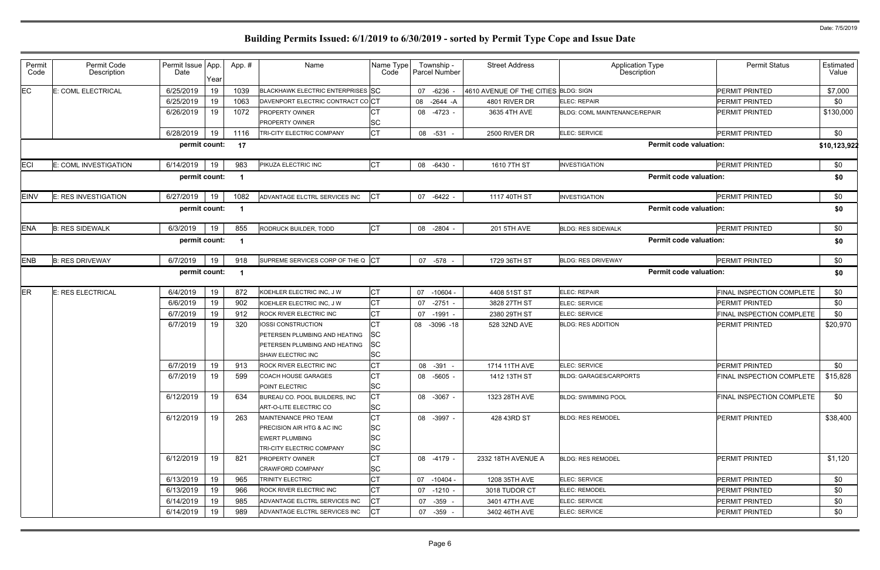# Building Permits Issued: 6/1/2019 to 6/30/2019 - sorted by Permit Type Cope and Issue Date

Date: 7/5/2019

| Permit Code | Permit Code Description | Permit Issue Date | App. Year | App. # | Name | Name Type Code | Township - Parcel Number | Street Address | Application Type Description | Permit Status | Estimated Value |
|---|---|---|---|---|---|---|---|---|---|---|---|
| EC | E: COML ELECTRICAL | 6/25/2019 | 19 | 1039 | BLACKHAWK ELECTRIC ENTERPRISES | SC | 07 -6236 - | 4610 AVENUE OF THE CITIES | BLDG: SIGN | PERMIT PRINTED | $7,000 |
| | | 6/25/2019 | 19 | 1063 | DAVENPORT ELECTRIC CONTRACT CO | CT | 08 -2644 -A | 4801 RIVER DR | ELEC: REPAIR | PERMIT PRINTED | $0 |
| | | 6/26/2019 | 19 | 1072 | PROPERTY OWNER<br>PROPERTY OWNER | CT<br>SC | 08 -4723 - | 3635 4TH AVE | BLDG: COML MAINTENANCE/REPAIR | PERMIT PRINTED | $130,000 |
| | | 6/28/2019 | 19 | 1116 | TRI-CITY ELECTRIC COMPANY | CT | 08 -531 - | 2500 RIVER DR | ELEC: SERVICE | PERMIT PRINTED | $0 |
| | | permit count: | | 17 | | | | | Permit code valuation: | | $10,123,922 |
| ECI | E: COML INVESTIGATION | 6/14/2019 | 19 | 983 | PIKUZA ELECTRIC INC | CT | 08 -6430 - | 1610 7TH ST | INVESTIGATION | PERMIT PRINTED | $0 |
| | | permit count: | | 1 | | | | | Permit code valuation: | | $0 |
| EINV | E: RES INVESTIGATION | 6/27/2019 | 19 | 1082 | ADVANTAGE ELCTRL SERVICES INC | CT | 07 -6422 - | 1117 40TH ST | INVESTIGATION | PERMIT PRINTED | $0 |
| | | permit count: | | 1 | | | | | Permit code valuation: | | $0 |
| ENA | B: RES SIDEWALK | 6/3/2019 | 19 | 855 | RODRUCK BUILDER, TODD | CT | 08 -2804 - | 201 5TH AVE | BLDG: RES SIDEWALK | PERMIT PRINTED | $0 |
| | | permit count: | | 1 | | | | | Permit code valuation: | | $0 |
| ENB | B: RES DRIVEWAY | 6/7/2019 | 19 | 918 | SUPREME SERVICES CORP OF THE Q | CT | 07 -578 - | 1729 36TH ST | BLDG: RES DRIVEWAY | PERMIT PRINTED | $0 |
| | | permit count: | | 1 | | | | | Permit code valuation: | | $0 |
| ER | E: RES ELECTRICAL | 6/4/2019 | 19 | 872 | KOEHLER ELECTRIC INC, J W | CT | 07 -10604 - | 4408 51ST ST | ELEC: REPAIR | FINAL INSPECTION COMPLETE | $0 |
| | | 6/6/2019 | 19 | 902 | KOEHLER ELECTRIC INC, J W | CT | 07 -2751 - | 3828 27TH ST | ELEC: SERVICE | PERMIT PRINTED | $0 |
| | | 6/7/2019 | 19 | 912 | ROCK RIVER ELECTRIC INC | CT | 07 -1991 - | 2380 29TH ST | ELEC: SERVICE | FINAL INSPECTION COMPLETE | $0 |
| | | 6/7/2019 | 19 | 320 | IOSSI CONSTRUCTION<br>PETERSEN PLUMBING AND HEATING<br>PETERSEN PLUMBING AND HEATING<br>SHAW ELECTRIC INC | CT<br>SC<br>SC<br>SC | 08 -3096 -18 | 528 32ND AVE | BLDG: RES ADDITION | PERMIT PRINTED | $20,970 |
| | | 6/7/2019 | 19 | 913 | ROCK RIVER ELECTRIC INC | CT | 08 -391 - | 1714 11TH AVE | ELEC: SERVICE | PERMIT PRINTED | $0 |
| | | 6/7/2019 | 19 | 599 | COACH HOUSE GARAGES<br>POINT ELECTRIC | CT<br>SC | 08 -5605 - | 1412 13TH ST | BLDG: GARAGES/CARPORTS | FINAL INSPECTION COMPLETE | $15,828 |
| | | 6/12/2019 | 19 | 634 | BUREAU CO. POOL BUILDERS, INC<br>ART-O-LITE ELECTRIC CO | CT<br>SC | 08 -3067 - | 1323 28TH AVE | BLDG: SWIMMING POOL | FINAL INSPECTION COMPLETE | $0 |
| | | 6/12/2019 | 19 | 263 | MAINTENANCE PRO TEAM<br>PRECISION AIR HTG & AC INC<br>EWERT PLUMBING<br>TRI-CITY ELECTRIC COMPANY | CT<br>SC<br>SC<br>SC | 08 -3997 - | 428 43RD ST | BLDG: RES REMODEL | PERMIT PRINTED | $38,400 |
| | | 6/12/2019 | 19 | 821 | PROPERTY OWNER<br>CRAWFORD COMPANY | CT<br>SC | 08 -4179 - | 2332 18TH AVENUE A | BLDG: RES REMODEL | PERMIT PRINTED | $1,120 |
| | | 6/13/2019 | 19 | 965 | TRINITY ELECTRIC | CT | 07 -10404 - | 1208 35TH AVE | ELEC: SERVICE | PERMIT PRINTED | $0 |
| | | 6/13/2019 | 19 | 966 | ROCK RIVER ELECTRIC INC | CT | 07 -1210 - | 3018 TUDOR CT | ELEC: REMODEL | PERMIT PRINTED | $0 |
| | | 6/14/2019 | 19 | 985 | ADVANTAGE ELCTRL SERVICES INC | CT | 07 -359 - | 3401 47TH AVE | ELEC: SERVICE | PERMIT PRINTED | $0 |
| | | 6/14/2019 | 19 | 989 | ADVANTAGE ELCTRL SERVICES INC | CT | 07 -359 - | 3402 46TH AVE | ELEC: SERVICE | PERMIT PRINTED | $0 |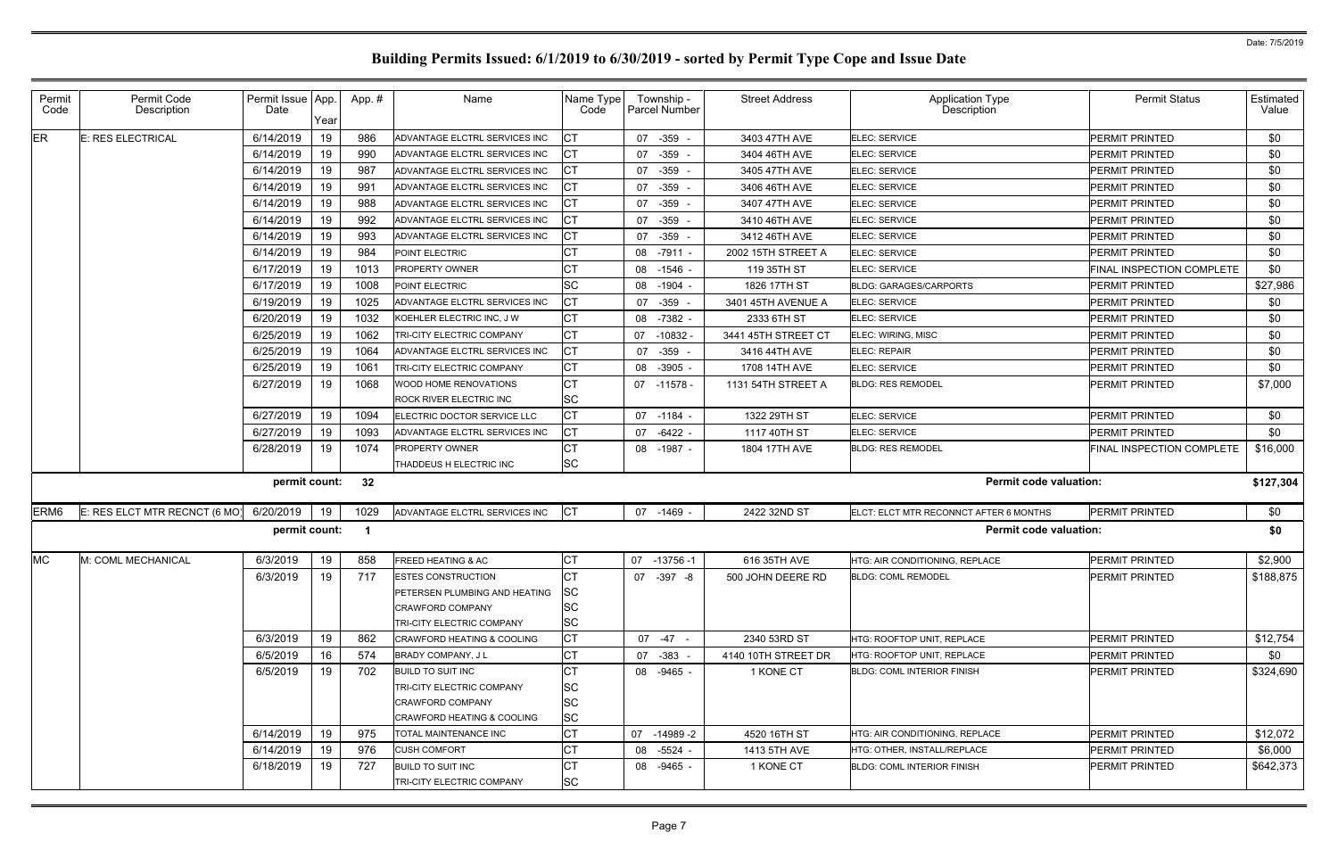# Building Permits Issued: 6/1/2019 to 6/30/2019 - sorted by Permit Type Cope and Issue Date

| Permit Code | Permit Code Description | Permit Issue Date | App. Year | App. # | Name | Name Type Code | Township - Parcel Number | Street Address | Application Type Description | Permit Status | Estimated Value |
|---|---|---|---|---|---|---|---|---|---|---|---|
| ER | E: RES ELECTRICAL | 6/14/2019 | 19 | 986 | ADVANTAGE ELCTRL SERVICES INC | CT | 07 -359 - | 3403 47TH AVE | ELEC: SERVICE | PERMIT PRINTED | $0 |
| | | 6/14/2019 | 19 | 990 | ADVANTAGE ELCTRL SERVICES INC | CT | 07 -359 - | 3404 46TH AVE | ELEC: SERVICE | PERMIT PRINTED | $0 |
| | | 6/14/2019 | 19 | 987 | ADVANTAGE ELCTRL SERVICES INC | CT | 07 -359 - | 3405 47TH AVE | ELEC: SERVICE | PERMIT PRINTED | $0 |
| | | 6/14/2019 | 19 | 991 | ADVANTAGE ELCTRL SERVICES INC | CT | 07 -359 - | 3406 46TH AVE | ELEC: SERVICE | PERMIT PRINTED | $0 |
| | | 6/14/2019 | 19 | 988 | ADVANTAGE ELCTRL SERVICES INC | CT | 07 -359 - | 3407 47TH AVE | ELEC: SERVICE | PERMIT PRINTED | $0 |
| | | 6/14/2019 | 19 | 992 | ADVANTAGE ELCTRL SERVICES INC | CT | 07 -359 - | 3410 46TH AVE | ELEC: SERVICE | PERMIT PRINTED | $0 |
| | | 6/14/2019 | 19 | 993 | ADVANTAGE ELCTRL SERVICES INC | CT | 07 -359 - | 3412 46TH AVE | ELEC: SERVICE | PERMIT PRINTED | $0 |
| | | 6/14/2019 | 19 | 984 | POINT ELECTRIC | CT | 08 -7911 - | 2002 15TH STREET A | ELEC: SERVICE | PERMIT PRINTED | $0 |
| | | 6/17/2019 | 19 | 1013 | PROPERTY OWNER | CT | 08 -1546 - | 119 35TH ST | ELEC: SERVICE | FINAL INSPECTION COMPLETE | $0 |
| | | 6/17/2019 | 19 | 1008 | POINT ELECTRIC | SC | 08 -1904 - | 1826 17TH ST | BLDG: GARAGES/CARPORTS | PERMIT PRINTED | $27,986 |
| | | 6/19/2019 | 19 | 1025 | ADVANTAGE ELCTRL SERVICES INC | CT | 07 -359 - | 3401 45TH AVENUE A | ELEC: SERVICE | PERMIT PRINTED | $0 |
| | | 6/20/2019 | 19 | 1032 | KOEHLER ELECTRIC INC, J W | CT | 08 -7382 - | 2333 6TH ST | ELEC: SERVICE | PERMIT PRINTED | $0 |
| | | 6/25/2019 | 19 | 1062 | TRI-CITY ELECTRIC COMPANY | CT | 07 -10832 - | 3441 45TH STREET CT | ELEC: WIRING, MISC | PERMIT PRINTED | $0 |
| | | 6/25/2019 | 19 | 1064 | ADVANTAGE ELCTRL SERVICES INC | CT | 07 -359 - | 3416 44TH AVE | ELEC: REPAIR | PERMIT PRINTED | $0 |
| | | 6/25/2019 | 19 | 1061 | TRI-CITY ELECTRIC COMPANY | CT | 08 -3905 - | 1708 14TH AVE | ELEC: SERVICE | PERMIT PRINTED | $0 |
| | | 6/27/2019 | 19 | 1068 | WOOD HOME RENOVATIONS | CT | 07 -11578 - | 1131 54TH STREET A | BLDG: RES REMODEL | PERMIT PRINTED | $7,000 |
| | | | | | ROCK RIVER ELECTRIC INC | SC | | | | | |
| | | 6/27/2019 | 19 | 1094 | ELECTRIC DOCTOR SERVICE LLC | CT | 07 -1184 - | 1322 29TH ST | ELEC: SERVICE | PERMIT PRINTED | $0 |
| | | 6/27/2019 | 19 | 1093 | ADVANTAGE ELCTRL SERVICES INC | CT | 07 -6422 - | 1117 40TH ST | ELEC: SERVICE | PERMIT PRINTED | $0 |
| | | 6/28/2019 | 19 | 1074 | PROPERTY OWNER | CT | 08 -1987 - | 1804 17TH AVE | BLDG: RES REMODEL | FINAL INSPECTION COMPLETE | $16,000 |
| | | | | | THADDEUS H ELECTRIC INC | SC | | | | | |
| | | permit count: | | 32 | | | | | Permit code valuation: | | $127,304 |
| ERM6 | E: RES ELCT MTR RECNCT (6 MO) | 6/20/2019 | 19 | 1029 | ADVANTAGE ELCTRL SERVICES INC | CT | 07 -1469 - | 2422 32ND ST | ELCT: ELCT MTR RECONNCT AFTER 6 MONTHS | PERMIT PRINTED | $0 |
| | | permit count: | | 1 | | | | | Permit code valuation: | | $0 |
| MC | M: COML MECHANICAL | 6/3/2019 | 19 | 858 | FREED HEATING & AC | CT | 07 -13756 -1 | 616 35TH AVE | HTG: AIR CONDITIONING, REPLACE | PERMIT PRINTED | $2,900 |
| | | 6/3/2019 | 19 | 717 | ESTES CONSTRUCTION | CT | 07 -397 -8 | 500 JOHN DEERE RD | BLDG: COML REMODEL | PERMIT PRINTED | $188,875 |
| | | | | | PETERSEN PLUMBING AND HEATING | SC | | | | | |
| | | | | | CRAWFORD COMPANY | SC | | | | | |
| | | | | | TRI-CITY ELECTRIC COMPANY | SC | | | | | |
| | | 6/3/2019 | 19 | 862 | CRAWFORD HEATING & COOLING | CT | 07 -47 - | 2340 53RD ST | HTG: ROOFTOP UNIT, REPLACE | PERMIT PRINTED | $12,754 |
| | | 6/5/2019 | 16 | 574 | BRADY COMPANY, J L | CT | 07 -383 - | 4140 10TH STREET DR | HTG: ROOFTOP UNIT, REPLACE | PERMIT PRINTED | $0 |
| | | 6/5/2019 | 19 | 702 | BUILD TO SUIT INC | CT | 08 -9465 - | 1 KONE CT | BLDG: COML INTERIOR FINISH | PERMIT PRINTED | $324,690 |
| | | | | | TRI-CITY ELECTRIC COMPANY | SC | | | | | |
| | | | | | CRAWFORD COMPANY | SC | | | | | |
| | | | | | CRAWFORD HEATING & COOLING | SC | | | | | |
| | | 6/14/2019 | 19 | 975 | TOTAL MAINTENANCE INC | CT | 07 -14989 -2 | 4520 16TH ST | HTG: AIR CONDITIONING, REPLACE | PERMIT PRINTED | $12,072 |
| | | 6/14/2019 | 19 | 976 | CUSH COMFORT | CT | 08 -5524 - | 1413 5TH AVE | HTG: OTHER, INSTALL/REPLACE | PERMIT PRINTED | $6,000 |
| | | 6/18/2019 | 19 | 727 | BUILD TO SUIT INC | CT | 08 -9465 - | 1 KONE CT | BLDG: COML INTERIOR FINISH | PERMIT PRINTED | $642,373 |
| | | | | | TRI-CITY ELECTRIC COMPANY | SC | | | | | |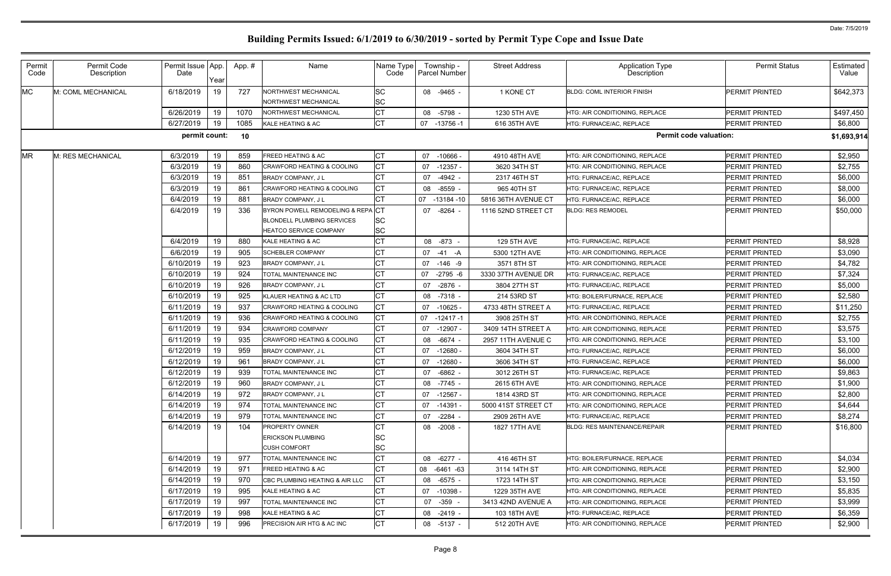# Building Permits Issued: 6/1/2019 to 6/30/2019 - sorted by Permit Type Cope and Issue Date

Date: 7/5/2019

| Permit Code | Permit Code Description | Permit Issue Date | App. Year | App. # | Name | Name Type Code | Township - Parcel Number | Street Address | Application Type Description | Permit Status | Estimated Value |
|---|---|---|---|---|---|---|---|---|---|---|---|
| MC | M: COML MECHANICAL | 6/18/2019 | 19 | 727 | NORTHWEST MECHANICAL<br>NORTHWEST MECHANICAL | SC<br>SC | 08 -9465 - | 1 KONE CT | BLDG: COML INTERIOR FINISH | PERMIT PRINTED | $642,373 |
| | | 6/26/2019 | 19 | 1070 | NORTHWEST MECHANICAL | CT | 08 -5798 - | 1230 5TH AVE | HTG: AIR CONDITIONING, REPLACE | PERMIT PRINTED | $497,450 |
| | | 6/27/2019 | 19 | 1085 | KALE HEATING & AC | CT | 07 -13756 -1 | 616 35TH AVE | HTG: FURNACE/AC, REPLACE | PERMIT PRINTED | $6,800 |
| | | permit count: | | 10 | | | | | Permit code valuation: | | $1,693,914 |
| MR | M: RES MECHANICAL | 6/3/2019 | 19 | 859 | FREED HEATING & AC | CT | 07 -10666 - | 4910 48TH AVE | HTG: AIR CONDITIONING, REPLACE | PERMIT PRINTED | $2,950 |
| | | 6/3/2019 | 19 | 860 | CRAWFORD HEATING & COOLING | CT | 07 -12357 - | 3620 34TH ST | HTG: AIR CONDITIONING, REPLACE | PERMIT PRINTED | $2,755 |
| | | 6/3/2019 | 19 | 851 | BRADY COMPANY, J L | CT | 07 -4942 - | 2317 46TH ST | HTG: FURNACE/AC, REPLACE | PERMIT PRINTED | $6,000 |
| | | 6/3/2019 | 19 | 861 | CRAWFORD HEATING & COOLING | CT | 08 -8559 - | 965 40TH ST | HTG: FURNACE/AC, REPLACE | PERMIT PRINTED | $8,000 |
| | | 6/4/2019 | 19 | 881 | BRADY COMPANY, J L | CT | 07 -13184 -10 | 5816 36TH AVENUE CT | HTG: FURNACE/AC, REPLACE | PERMIT PRINTED | $6,000 |
| | | 6/4/2019 | 19 | 336 | BYRON POWELL REMODELING & REPA<br>BLONDELL PLUMBING SERVICES<br>HEATCO SERVICE COMPANY | CT<br>SC<br>SC | 07 -8264 - | 1116 52ND STREET CT | BLDG: RES REMODEL | PERMIT PRINTED | $50,000 |
| | | 6/4/2019 | 19 | 880 | KALE HEATING & AC | CT | 08 -873 - | 129 5TH AVE | HTG: FURNACE/AC, REPLACE | PERMIT PRINTED | $8,928 |
| | | 6/6/2019 | 19 | 905 | SCHEBLER COMPANY | CT | 07 -41 -A | 5300 12TH AVE | HTG: AIR CONDITIONING, REPLACE | PERMIT PRINTED | $3,090 |
| | | 6/10/2019 | 19 | 923 | BRADY COMPANY, J L | CT | 07 -146 -9 | 3571 8TH ST | HTG: AIR CONDITIONING, REPLACE | PERMIT PRINTED | $4,782 |
| | | 6/10/2019 | 19 | 924 | TOTAL MAINTENANCE INC | CT | 07 -2795 -6 | 3330 37TH AVENUE DR | HTG: FURNACE/AC, REPLACE | PERMIT PRINTED | $7,324 |
| | | 6/10/2019 | 19 | 926 | BRADY COMPANY, J L | CT | 07 -2876 - | 3804 27TH ST | HTG: FURNACE/AC, REPLACE | PERMIT PRINTED | $5,000 |
| | | 6/10/2019 | 19 | 925 | KLAUER HEATING & AC LTD | CT | 08 -7318 - | 214 53RD ST | HTG: BOILER/FURNACE, REPLACE | PERMIT PRINTED | $2,580 |
| | | 6/11/2019 | 19 | 937 | CRAWFORD HEATING & COOLING | CT | 07 -10625 - | 4733 48TH STREET A | HTG: FURNACE/AC, REPLACE | PERMIT PRINTED | $11,250 |
| | | 6/11/2019 | 19 | 936 | CRAWFORD HEATING & COOLING | CT | 07 -12417 -1 | 3908 25TH ST | HTG: AIR CONDITIONING, REPLACE | PERMIT PRINTED | $2,755 |
| | | 6/11/2019 | 19 | 934 | CRAWFORD COMPANY | CT | 07 -12907 - | 3409 14TH STREET A | HTG: AIR CONDITIONING, REPLACE | PERMIT PRINTED | $3,575 |
| | | 6/11/2019 | 19 | 935 | CRAWFORD HEATING & COOLING | CT | 08 -6674 - | 2957 11TH AVENUE C | HTG: AIR CONDITIONING, REPLACE | PERMIT PRINTED | $3,100 |
| | | 6/12/2019 | 19 | 959 | BRADY COMPANY, J L | CT | 07 -12680 - | 3604 34TH ST | HTG: FURNACE/AC, REPLACE | PERMIT PRINTED | $6,000 |
| | | 6/12/2019 | 19 | 961 | BRADY COMPANY, J L | CT | 07 -12680 - | 3606 34TH ST | HTG: FURNACE/AC, REPLACE | PERMIT PRINTED | $6,000 |
| | | 6/12/2019 | 19 | 939 | TOTAL MAINTENANCE INC | CT | 07 -6862 - | 3012 26TH ST | HTG: FURNACE/AC, REPLACE | PERMIT PRINTED | $9,863 |
| | | 6/12/2019 | 19 | 960 | BRADY COMPANY, J L | CT | 08 -7745 - | 2615 6TH AVE | HTG: AIR CONDITIONING, REPLACE | PERMIT PRINTED | $1,900 |
| | | 6/14/2019 | 19 | 972 | BRADY COMPANY, J L | CT | 07 -12567 - | 1814 43RD ST | HTG: AIR CONDITIONING, REPLACE | PERMIT PRINTED | $2,800 |
| | | 6/14/2019 | 19 | 974 | TOTAL MAINTENANCE INC | CT | 07 -14391 - | 5000 41ST STREET CT | HTG: AIR CONDITIONING, REPLACE | PERMIT PRINTED | $4,644 |
| | | 6/14/2019 | 19 | 979 | TOTAL MAINTENANCE INC | CT | 07 -2284 - | 2909 26TH AVE | HTG: FURNACE/AC, REPLACE | PERMIT PRINTED | $8,274 |
| | | 6/14/2019 | 19 | 104 | PROPERTY OWNER<br>ERICKSON PLUMBING<br>CUSH COMFORT | CT<br>SC<br>SC | 08 -2008 - | 1827 17TH AVE | BLDG: RES MAINTENANCE/REPAIR | PERMIT PRINTED | $16,800 |
| | | 6/14/2019 | 19 | 977 | TOTAL MAINTENANCE INC | CT | 08 -6277 - | 416 46TH ST | HTG: BOILER/FURNACE, REPLACE | PERMIT PRINTED | $4,034 |
| | | 6/14/2019 | 19 | 971 | FREED HEATING & AC | CT | 08 -6461 -63 | 3114 14TH ST | HTG: AIR CONDITIONING, REPLACE | PERMIT PRINTED | $2,900 |
| | | 6/14/2019 | 19 | 970 | CBC PLUMBING HEATING & AIR LLC | CT | 08 -6575 - | 1723 14TH ST | HTG: AIR CONDITIONING, REPLACE | PERMIT PRINTED | $3,150 |
| | | 6/17/2019 | 19 | 995 | KALE HEATING & AC | CT | 07 -10398 - | 1229 35TH AVE | HTG: AIR CONDITIONING, REPLACE | PERMIT PRINTED | $5,835 |
| | | 6/17/2019 | 19 | 997 | TOTAL MAINTENANCE INC | CT | 07 -359 - | 3413 42ND AVENUE A | HTG: AIR CONDITIONING, REPLACE | PERMIT PRINTED | $3,999 |
| | | 6/17/2019 | 19 | 998 | KALE HEATING & AC | CT | 08 -2419 - | 103 18TH AVE | HTG: FURNACE/AC, REPLACE | PERMIT PRINTED | $6,359 |
| | | 6/17/2019 | 19 | 996 | PRECISION AIR HTG & AC INC | CT | 08 -5137 - | 512 20TH AVE | HTG: AIR CONDITIONING, REPLACE | PERMIT PRINTED | $2,900 |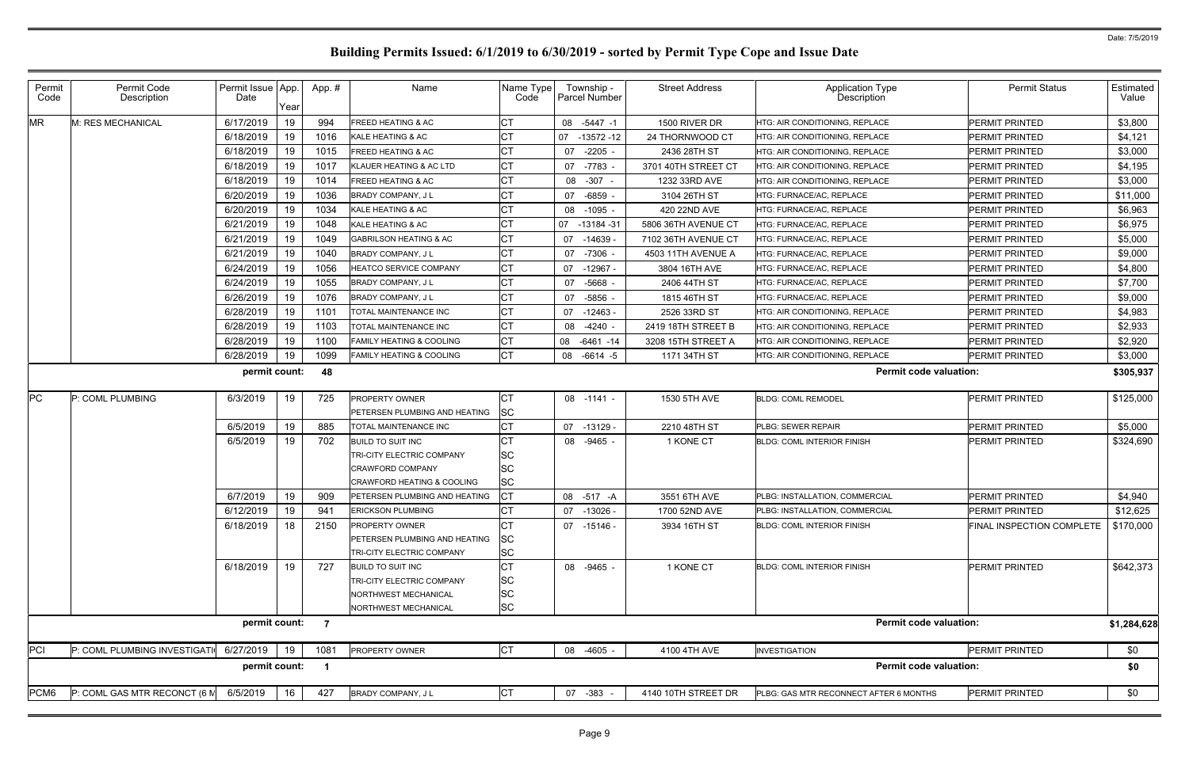Date: 7/5/2019

# Building Permits Issued: 6/1/2019 to 6/30/2019 - sorted by Permit Type Cope and Issue Date

| Permit Code | Permit Code Description | Permit Issue Date | App. Year | App. # | Name | Name Type Code | Township - Parcel Number | Street Address | Application Type Description | Permit Status | Estimated Value |
|---|---|---|---|---|---|---|---|---|---|---|---|
| MR | M: RES MECHANICAL | 6/17/2019 | 19 | 994 | FREED HEATING & AC | CT | 08 -5447 -1 | 1500 RIVER DR | HTG: AIR CONDITIONING, REPLACE | PERMIT PRINTED | $3,800 |
| | | 6/18/2019 | 19 | 1016 | KALE HEATING & AC | CT | 07 -13572 -12 | 24 THORNWOOD CT | HTG: AIR CONDITIONING, REPLACE | PERMIT PRINTED | $4,121 |
| | | 6/18/2019 | 19 | 1015 | FREED HEATING & AC | CT | 07 -2205 - | 2436 28TH ST | HTG: AIR CONDITIONING, REPLACE | PERMIT PRINTED | $3,000 |
| | | 6/18/2019 | 19 | 1017 | KLAUER HEATING & AC LTD | CT | 07 -7783 - | 3701 40TH STREET CT | HTG: AIR CONDITIONING, REPLACE | PERMIT PRINTED | $4,195 |
| | | 6/18/2019 | 19 | 1014 | FREED HEATING & AC | CT | 08 -307 - | 1232 33RD AVE | HTG: AIR CONDITIONING, REPLACE | PERMIT PRINTED | $3,000 |
| | | 6/20/2019 | 19 | 1036 | BRADY COMPANY, J L | CT | 07 -6859 - | 3104 26TH ST | HTG: FURNACE/AC, REPLACE | PERMIT PRINTED | $11,000 |
| | | 6/20/2019 | 19 | 1034 | KALE HEATING & AC | CT | 08 -1095 - | 420 22ND AVE | HTG: FURNACE/AC, REPLACE | PERMIT PRINTED | $6,963 |
| | | 6/21/2019 | 19 | 1048 | KALE HEATING & AC | CT | 07 -13184 -31 | 5806 36TH AVENUE CT | HTG: FURNACE/AC, REPLACE | PERMIT PRINTED | $6,975 |
| | | 6/21/2019 | 19 | 1049 | GABRILSON HEATING & AC | CT | 07 -14639 - | 7102 36TH AVENUE CT | HTG: FURNACE/AC, REPLACE | PERMIT PRINTED | $5,000 |
| | | 6/21/2019 | 19 | 1040 | BRADY COMPANY, J L | CT | 07 -7306 - | 4503 11TH AVENUE A | HTG: FURNACE/AC, REPLACE | PERMIT PRINTED | $9,000 |
| | | 6/24/2019 | 19 | 1056 | HEATCO SERVICE COMPANY | CT | 07 -12967 - | 3804 16TH AVE | HTG: FURNACE/AC, REPLACE | PERMIT PRINTED | $4,800 |
| | | 6/24/2019 | 19 | 1055 | BRADY COMPANY, J L | CT | 07 -5668 - | 2406 44TH ST | HTG: FURNACE/AC, REPLACE | PERMIT PRINTED | $7,700 |
| | | 6/26/2019 | 19 | 1076 | BRADY COMPANY, J L | CT | 07 -5856 - | 1815 46TH ST | HTG: FURNACE/AC, REPLACE | PERMIT PRINTED | $9,000 |
| | | 6/28/2019 | 19 | 1101 | TOTAL MAINTENANCE INC | CT | 07 -12463 - | 2526 33RD ST | HTG: AIR CONDITIONING, REPLACE | PERMIT PRINTED | $4,983 |
| | | 6/28/2019 | 19 | 1103 | TOTAL MAINTENANCE INC | CT | 08 -4240 - | 2419 18TH STREET B | HTG: AIR CONDITIONING, REPLACE | PERMIT PRINTED | $2,933 |
| | | 6/28/2019 | 19 | 1100 | FAMILY HEATING & COOLING | CT | 08 -6461 -14 | 3208 15TH STREET A | HTG: AIR CONDITIONING, REPLACE | PERMIT PRINTED | $2,920 |
| | | 6/28/2019 | 19 | 1099 | FAMILY HEATING & COOLING | CT | 08 -6614 -5 | 1171 34TH ST | HTG: AIR CONDITIONING, REPLACE | PERMIT PRINTED | $3,000 |
| | | **permit count:** | | **48** | | | | | **Permit code valuation:** | | **$305,937** |
| PC | P: COML PLUMBING | 6/3/2019 | 19 | 725 | PROPERTY OWNER | CT | 08 -1141 - | 1530 5TH AVE | BLDG: COML REMODEL | PERMIT PRINTED | $125,000 |
| | | | | | PETERSEN PLUMBING AND HEATING | SC | | | | | |
| | | 6/5/2019 | 19 | 885 | TOTAL MAINTENANCE INC | CT | 07 -13129 - | 2210 48TH ST | PLBG: SEWER REPAIR | PERMIT PRINTED | $5,000 |
| | | 6/5/2019 | 19 | 702 | BUILD TO SUIT INC | CT | 08 -9465 - | 1 KONE CT | BLDG: COML INTERIOR FINISH | PERMIT PRINTED | $324,690 |
| | | | | | TRI-CITY ELECTRIC COMPANY | SC | | | | | |
| | | | | | CRAWFORD COMPANY | SC | | | | | |
| | | | | | CRAWFORD HEATING & COOLING | SC | | | | | |
| | | 6/7/2019 | 19 | 909 | PETERSEN PLUMBING AND HEATING | CT | 08 -517 -A | 3551 6TH AVE | PLBG: INSTALLATION, COMMERCIAL | PERMIT PRINTED | $4,940 |
| | | 6/12/2019 | 19 | 941 | ERICKSON PLUMBING | CT | 07 -13026 - | 1700 52ND AVE | PLBG: INSTALLATION, COMMERCIAL | PERMIT PRINTED | $12,625 |
| | | 6/18/2019 | 18 | 2150 | PROPERTY OWNER | CT | 07 -15146 - | 3934 16TH ST | BLDG: COML INTERIOR FINISH | FINAL INSPECTION COMPLETE | $170,000 |
| | | | | | PETERSEN PLUMBING AND HEATING | SC | | | | | |
| | | | | | TRI-CITY ELECTRIC COMPANY | SC | | | | | |
| | | 6/18/2019 | 19 | 727 | BUILD TO SUIT INC | CT | 08 -9465 - | 1 KONE CT | BLDG: COML INTERIOR FINISH | PERMIT PRINTED | $642,373 |
| | | | | | TRI-CITY ELECTRIC COMPANY | SC | | | | | |
| | | | | | NORTHWEST MECHANICAL | SC | | | | | |
| | | | | | NORTHWEST MECHANICAL | SC | | | | | |
| | | **permit count:** | | **7** | | | | | **Permit code valuation:** | | **$1,284,628** |
| PCI | P: COML PLUMBING INVESTIGATI | 6/27/2019 | 19 | 1081 | PROPERTY OWNER | CT | 08 -4605 - | 4100 4TH AVE | INVESTIGATION | PERMIT PRINTED | $0 |
| | | **permit count:** | | **1** | | | | | **Permit code valuation:** | | **$0** |
| PCM6 | P: COML GAS MTR RECONCT (6 M | 6/5/2019 | 16 | 427 | BRADY COMPANY, J L | CT | 07 -383 - | 4140 10TH STREET DR | PLBG: GAS MTR RECONNECT AFTER 6 MONTHS | PERMIT PRINTED | $0 |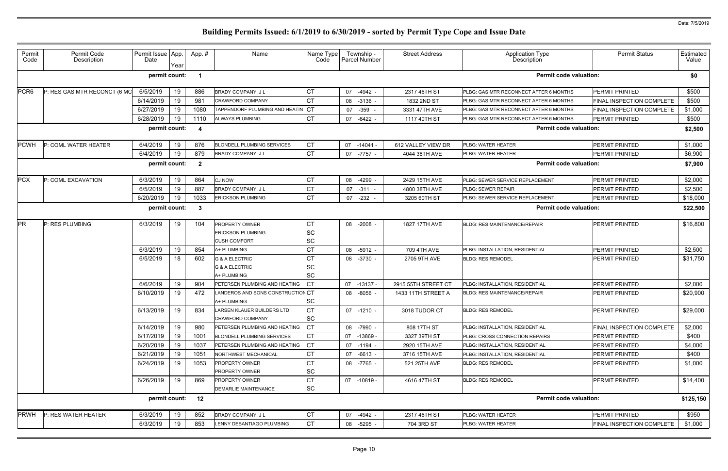# Building Permits Issued: 6/1/2019 to 6/30/2019 - sorted by Permit Type Cope and Issue Date

Date: 7/5/2019

| Permit Code | Permit Code Description | Permit Issue Date | App. Year | App. # | Name | Name Type Code | Township - Parcel Number | Street Address | Application Type Description | Permit Status | Estimated Value |
|---|---|---|---|---|---|---|---|---|---|---|---|
| | | **permit count:** | | **1** | | | | | **Permit code valuation:** | | **$0** |
| PCR6 | P: RES GAS MTR RECONCT (6 MO | 6/5/2019 | 19 | 886 | BRADY COMPANY, J L | CT | 07 -4942 - | 2317 46TH ST | PLBG: GAS MTR RECONNECT AFTER 6 MONTHS | PERMIT PRINTED | $500 |
| | | 6/14/2019 | 19 | 981 | CRAWFORD COMPANY | CT | 08 -3136 - | 1832 2ND ST | PLBG: GAS MTR RECONNECT AFTER 6 MONTHS | FINAL INSPECTION COMPLETE | $500 |
| | | 6/27/2019 | 19 | 1080 | TAPPENDORF PLUMBING AND HEATIN | CT | 07 -359 - | 3331 47TH AVE | PLBG: GAS MTR RECONNECT AFTER 6 MONTHS | FINAL INSPECTION COMPLETE | $1,000 |
| | | 6/28/2019 | 19 | 1110 | ALWAYS PLUMBING | CT | 07 -6422 - | 1117 40TH ST | PLBG: GAS MTR RECONNECT AFTER 6 MONTHS | PERMIT PRINTED | $500 |
| | | **permit count:** | | **4** | | | | | **Permit code valuation:** | | **$2,500** |
| PCWH | P: COML WATER HEATER | 6/4/2019 | 19 | 876 | BLONDELL PLUMBING SERVICES | CT | 07 -14041 - | 612 VALLEY VIEW DR | PLBG: WATER HEATER | PERMIT PRINTED | $1,000 |
| | | 6/4/2019 | 19 | 879 | BRADY COMPANY, J L | CT | 07 -7757 - | 4044 38TH AVE | PLBG: WATER HEATER | PERMIT PRINTED | $6,900 |
| | | **permit count:** | | **2** | | | | | **Permit code valuation:** | | **$7,900** |
| PCX | P: COML EXCAVATION | 6/3/2019 | 19 | 864 | CJ NOW | CT | 08 -4299 - | 2429 15TH AVE | PLBG: SEWER SERVICE REPLACEMENT | PERMIT PRINTED | $2,000 |
| | | 6/5/2019 | 19 | 887 | BRADY COMPANY, J L | CT | 07 -311 - | 4800 38TH AVE | PLBG: SEWER REPAIR | PERMIT PRINTED | $2,500 |
| | | 6/20/2019 | 19 | 1033 | ERICKSON PLUMBING | CT | 07 -232 - | 3205 60TH ST | PLBG: SEWER SERVICE REPLACEMENT | PERMIT PRINTED | $18,000 |
| | | **permit count:** | | **3** | | | | | **Permit code valuation:** | | **$22,500** |
| PR | P: RES PLUMBING | 6/3/2019 | 19 | 104 | PROPERTY OWNER<br>ERICKSON PLUMBING<br>CUSH COMFORT | CT<br>SC<br>SC | 08 -2008 - | 1827 17TH AVE | BLDG: RES MAINTENANCE/REPAIR | PERMIT PRINTED | $16,800 |
| | | 6/3/2019 | 19 | 854 | A+ PLUMBING | CT | 08 -5912 - | 709 4TH AVE | PLBG: INSTALLATION, RESIDENTIAL | PERMIT PRINTED | $2,500 |
| | | 6/5/2019 | 18 | 602 | G & A ELECTRIC<br>G & A ELECTRIC<br>A+ PLUMBING | CT<br>SC<br>SC | 08 -3730 - | 2705 9TH AVE | BLDG: RES REMODEL | PERMIT PRINTED | $31,750 |
| | | 6/6/2019 | 19 | 904 | PETERSEN PLUMBING AND HEATING | CT | 07 -13137 - | 2915 55TH STREET CT | PLBG: INSTALLATION, RESIDENTIAL | PERMIT PRINTED | $2,000 |
| | | 6/10/2019 | 19 | 472 | LANDEROS AND SONS CONSTRUCTION<br>A+ PLUMBING | CT<br>SC | 08 -8056 - | 1433 11TH STREET A | BLDG: RES MAINTENANCE/REPAIR | PERMIT PRINTED | $20,900 |
| | | 6/13/2019 | 19 | 834 | LARSEN KLAUER BUILDERS LTD<br>CRAWFORD COMPANY | CT<br>SC | 07 -1210 - | 3018 TUDOR CT | BLDG: RES REMODEL | PERMIT PRINTED | $29,000 |
| | | 6/14/2019 | 19 | 980 | PETERSEN PLUMBING AND HEATING | CT | 08 -7990 - | 808 17TH ST | PLBG: INSTALLATION, RESIDENTIAL | FINAL INSPECTION COMPLETE | $2,000 |
| | | 6/17/2019 | 19 | 1001 | BLONDELL PLUMBING SERVICES | CT | 07 -13869 - | 3327 39TH ST | PLBG: CROSS CONNECTION REPAIRS | PERMIT PRINTED | $400 |
| | | 6/20/2019 | 19 | 1037 | PETERSEN PLUMBING AND HEATING | CT | 07 -1194 - | 2920 15TH AVE | PLBG: INSTALLATION, RESIDENTIAL | PERMIT PRINTED | $4,000 |
| | | 6/21/2019 | 19 | 1051 | NORTHWEST MECHANICAL | CT | 07 -6613 - | 3716 15TH AVE | PLBG: INSTALLATION, RESIDENTIAL | PERMIT PRINTED | $400 |
| | | 6/24/2019 | 19 | 1053 | PROPERTY OWNER<br>PROPERTY OWNER | CT<br>SC | 08 -7765 - | 521 25TH AVE | BLDG: RES REMODEL | PERMIT PRINTED | $1,000 |
| | | 6/26/2019 | 19 | 869 | PROPERTY OWNER<br>DEMARLIE MAINTENANCE | CT<br>SC | 07 -10819 - | 4616 47TH ST | BLDG: RES REMODEL | PERMIT PRINTED | $14,400 |
| | | **permit count:** | | **12** | | | | | **Permit code valuation:** | | **$125,150** |
| PRWH | P: RES WATER HEATER | 6/3/2019 | 19 | 852 | BRADY COMPANY, J L | CT | 07 -4942 - | 2317 46TH ST | PLBG: WATER HEATER | PERMIT PRINTED | $950 |
| | | 6/3/2019 | 19 | 853 | LENNY DESANTIAGO PLUMBING | CT | 08 -5295 - | 704 3RD ST | PLBG: WATER HEATER | FINAL INSPECTION COMPLETE | $1,000 |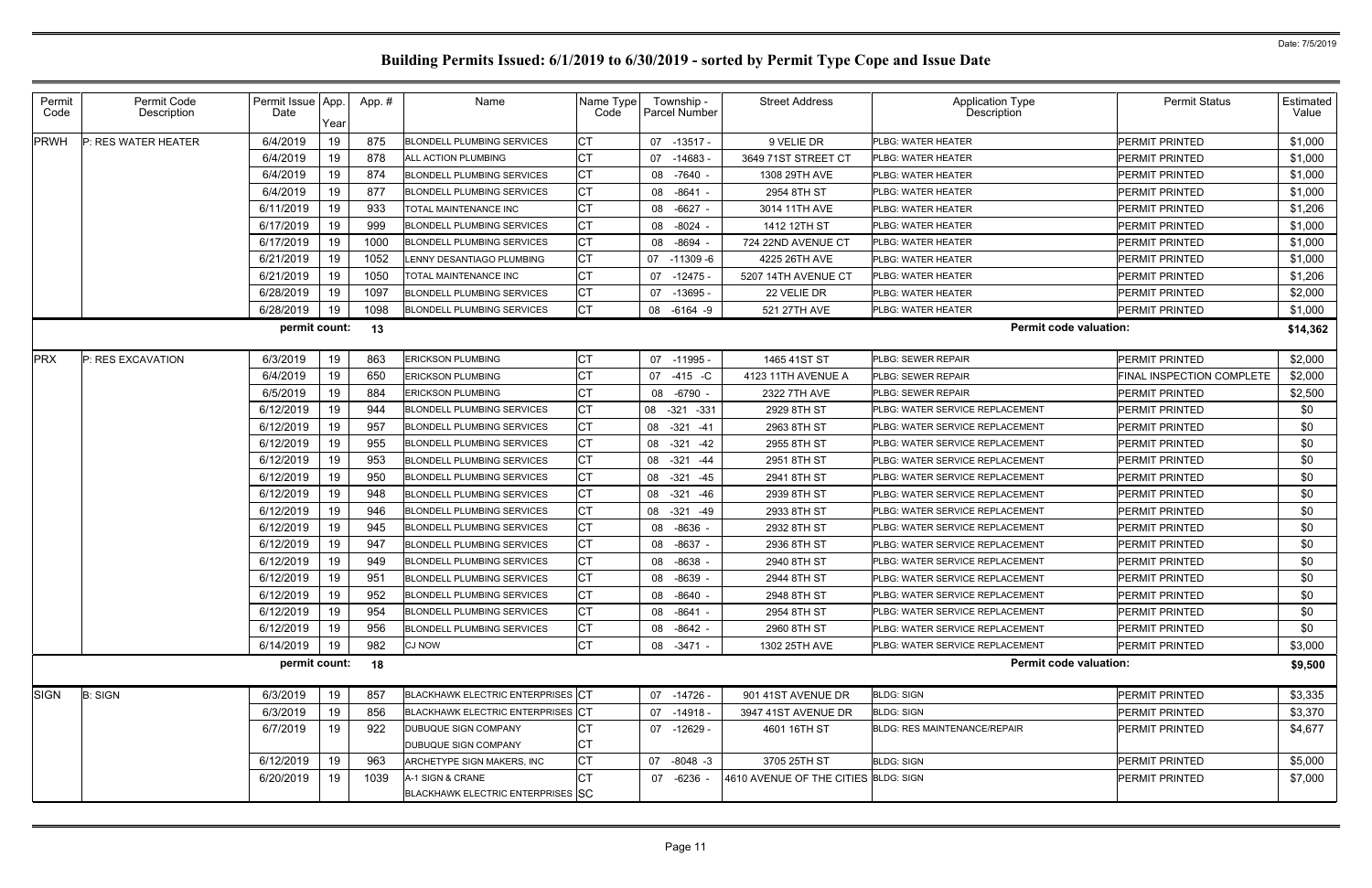# Building Permits Issued: 6/1/2019 to 6/30/2019 - sorted by Permit Type Cope and Issue Date

| Permit Code | Permit Code Description | Permit Issue Date | App. Year | App. # | Name | Name Type Code | Township - Parcel Number | Street Address | Application Type Description | Permit Status | Estimated Value |
|---|---|---|---|---|---|---|---|---|---|---|---|
| PRWH | P: RES WATER HEATER | 6/4/2019 | 19 | 875 | BLONDELL PLUMBING SERVICES | CT | 07 -13517 - | 9 VELIE DR | PLBG: WATER HEATER | PERMIT PRINTED | $1,000 |
| | | 6/4/2019 | 19 | 878 | ALL ACTION PLUMBING | CT | 07 -14683 - | 3649 71ST STREET CT | PLBG: WATER HEATER | PERMIT PRINTED | $1,000 |
| | | 6/4/2019 | 19 | 874 | BLONDELL PLUMBING SERVICES | CT | 08 -7640 - | 1308 29TH AVE | PLBG: WATER HEATER | PERMIT PRINTED | $1,000 |
| | | 6/4/2019 | 19 | 877 | BLONDELL PLUMBING SERVICES | CT | 08 -8641 - | 2954 8TH ST | PLBG: WATER HEATER | PERMIT PRINTED | $1,000 |
| | | 6/11/2019 | 19 | 933 | TOTAL MAINTENANCE INC | CT | 08 -6627 - | 3014 11TH AVE | PLBG: WATER HEATER | PERMIT PRINTED | $1,206 |
| | | 6/17/2019 | 19 | 999 | BLONDELL PLUMBING SERVICES | CT | 08 -8024 - | 1412 12TH ST | PLBG: WATER HEATER | PERMIT PRINTED | $1,000 |
| | | 6/17/2019 | 19 | 1000 | BLONDELL PLUMBING SERVICES | CT | 08 -8694 - | 724 22ND AVENUE CT | PLBG: WATER HEATER | PERMIT PRINTED | $1,000 |
| | | 6/21/2019 | 19 | 1052 | LENNY DESANTIAGO PLUMBING | CT | 07 -11309 -6 | 4225 26TH AVE | PLBG: WATER HEATER | PERMIT PRINTED | $1,000 |
| | | 6/21/2019 | 19 | 1050 | TOTAL MAINTENANCE INC | CT | 07 -12475 - | 5207 14TH AVENUE CT | PLBG: WATER HEATER | PERMIT PRINTED | $1,206 |
| | | 6/28/2019 | 19 | 1097 | BLONDELL PLUMBING SERVICES | CT | 07 -13695 - | 22 VELIE DR | PLBG: WATER HEATER | PERMIT PRINTED | $2,000 |
| | | 6/28/2019 | 19 | 1098 | BLONDELL PLUMBING SERVICES | CT | 08 -6164 -9 | 521 27TH AVE | PLBG: WATER HEATER | PERMIT PRINTED | $1,000 |
| | | permit count: | | 13 | | | | | Permit code valuation: | | $14,362 |
| PRX | P: RES EXCAVATION | 6/3/2019 | 19 | 863 | ERICKSON PLUMBING | CT | 07 -11995 - | 1465 41ST ST | PLBG: SEWER REPAIR | PERMIT PRINTED | $2,000 |
| | | 6/4/2019 | 19 | 650 | ERICKSON PLUMBING | CT | 07 -415 -C | 4123 11TH AVENUE A | PLBG: SEWER REPAIR | FINAL INSPECTION COMPLETE | $2,000 |
| | | 6/5/2019 | 19 | 884 | ERICKSON PLUMBING | CT | 08 -6790 - | 2322 7TH AVE | PLBG: SEWER REPAIR | PERMIT PRINTED | $2,500 |
| | | 6/12/2019 | 19 | 944 | BLONDELL PLUMBING SERVICES | CT | 08 -321 -331 | 2929 8TH ST | PLBG: WATER SERVICE REPLACEMENT | PERMIT PRINTED | $0 |
| | | 6/12/2019 | 19 | 957 | BLONDELL PLUMBING SERVICES | CT | 08 -321 -41 | 2963 8TH ST | PLBG: WATER SERVICE REPLACEMENT | PERMIT PRINTED | $0 |
| | | 6/12/2019 | 19 | 955 | BLONDELL PLUMBING SERVICES | CT | 08 -321 -42 | 2955 8TH ST | PLBG: WATER SERVICE REPLACEMENT | PERMIT PRINTED | $0 |
| | | 6/12/2019 | 19 | 953 | BLONDELL PLUMBING SERVICES | CT | 08 -321 -44 | 2951 8TH ST | PLBG: WATER SERVICE REPLACEMENT | PERMIT PRINTED | $0 |
| | | 6/12/2019 | 19 | 950 | BLONDELL PLUMBING SERVICES | CT | 08 -321 -45 | 2941 8TH ST | PLBG: WATER SERVICE REPLACEMENT | PERMIT PRINTED | $0 |
| | | 6/12/2019 | 19 | 948 | BLONDELL PLUMBING SERVICES | CT | 08 -321 -46 | 2939 8TH ST | PLBG: WATER SERVICE REPLACEMENT | PERMIT PRINTED | $0 |
| | | 6/12/2019 | 19 | 946 | BLONDELL PLUMBING SERVICES | CT | 08 -321 -49 | 2933 8TH ST | PLBG: WATER SERVICE REPLACEMENT | PERMIT PRINTED | $0 |
| | | 6/12/2019 | 19 | 945 | BLONDELL PLUMBING SERVICES | CT | 08 -8636 - | 2932 8TH ST | PLBG: WATER SERVICE REPLACEMENT | PERMIT PRINTED | $0 |
| | | 6/12/2019 | 19 | 947 | BLONDELL PLUMBING SERVICES | CT | 08 -8637 - | 2936 8TH ST | PLBG: WATER SERVICE REPLACEMENT | PERMIT PRINTED | $0 |
| | | 6/12/2019 | 19 | 949 | BLONDELL PLUMBING SERVICES | CT | 08 -8638 - | 2940 8TH ST | PLBG: WATER SERVICE REPLACEMENT | PERMIT PRINTED | $0 |
| | | 6/12/2019 | 19 | 951 | BLONDELL PLUMBING SERVICES | CT | 08 -8639 - | 2944 8TH ST | PLBG: WATER SERVICE REPLACEMENT | PERMIT PRINTED | $0 |
| | | 6/12/2019 | 19 | 952 | BLONDELL PLUMBING SERVICES | CT | 08 -8640 - | 2948 8TH ST | PLBG: WATER SERVICE REPLACEMENT | PERMIT PRINTED | $0 |
| | | 6/12/2019 | 19 | 954 | BLONDELL PLUMBING SERVICES | CT | 08 -8641 - | 2954 8TH ST | PLBG: WATER SERVICE REPLACEMENT | PERMIT PRINTED | $0 |
| | | 6/12/2019 | 19 | 956 | BLONDELL PLUMBING SERVICES | CT | 08 -8642 - | 2960 8TH ST | PLBG: WATER SERVICE REPLACEMENT | PERMIT PRINTED | $0 |
| | | 6/14/2019 | 19 | 982 | CJ NOW | CT | 08 -3471 - | 1302 25TH AVE | PLBG: WATER SERVICE REPLACEMENT | PERMIT PRINTED | $3,000 |
| | | permit count: | | 18 | | | | | Permit code valuation: | | $9,500 |
| SIGN | B: SIGN | 6/3/2019 | 19 | 857 | BLACKHAWK ELECTRIC ENTERPRISES | CT | 07 -14726 - | 901 41ST AVENUE DR | BLDG: SIGN | PERMIT PRINTED | $3,335 |
| | | 6/3/2019 | 19 | 856 | BLACKHAWK ELECTRIC ENTERPRISES | CT | 07 -14918 - | 3947 41ST AVENUE DR | BLDG: SIGN | PERMIT PRINTED | $3,370 |
| | | 6/7/2019 | 19 | 922 | DUBUQUE SIGN COMPANY<br>DUBUQUE SIGN COMPANY | CT<br>CT | 07 -12629 - | 4601 16TH ST | BLDG: RES MAINTENANCE/REPAIR | PERMIT PRINTED | $4,677 |
| | | 6/12/2019 | 19 | 963 | ARCHETYPE SIGN MAKERS, INC | CT | 07 -8048 -3 | 3705 25TH ST | BLDG: SIGN | PERMIT PRINTED | $5,000 |
| | | 6/20/2019 | 19 | 1039 | A-1 SIGN & CRANE<br>BLACKHAWK ELECTRIC ENTERPRISES | CT<br>SC | 07 -6236 - | 4610 AVENUE OF THE CITIES | BLDG: SIGN | PERMIT PRINTED | $7,000 |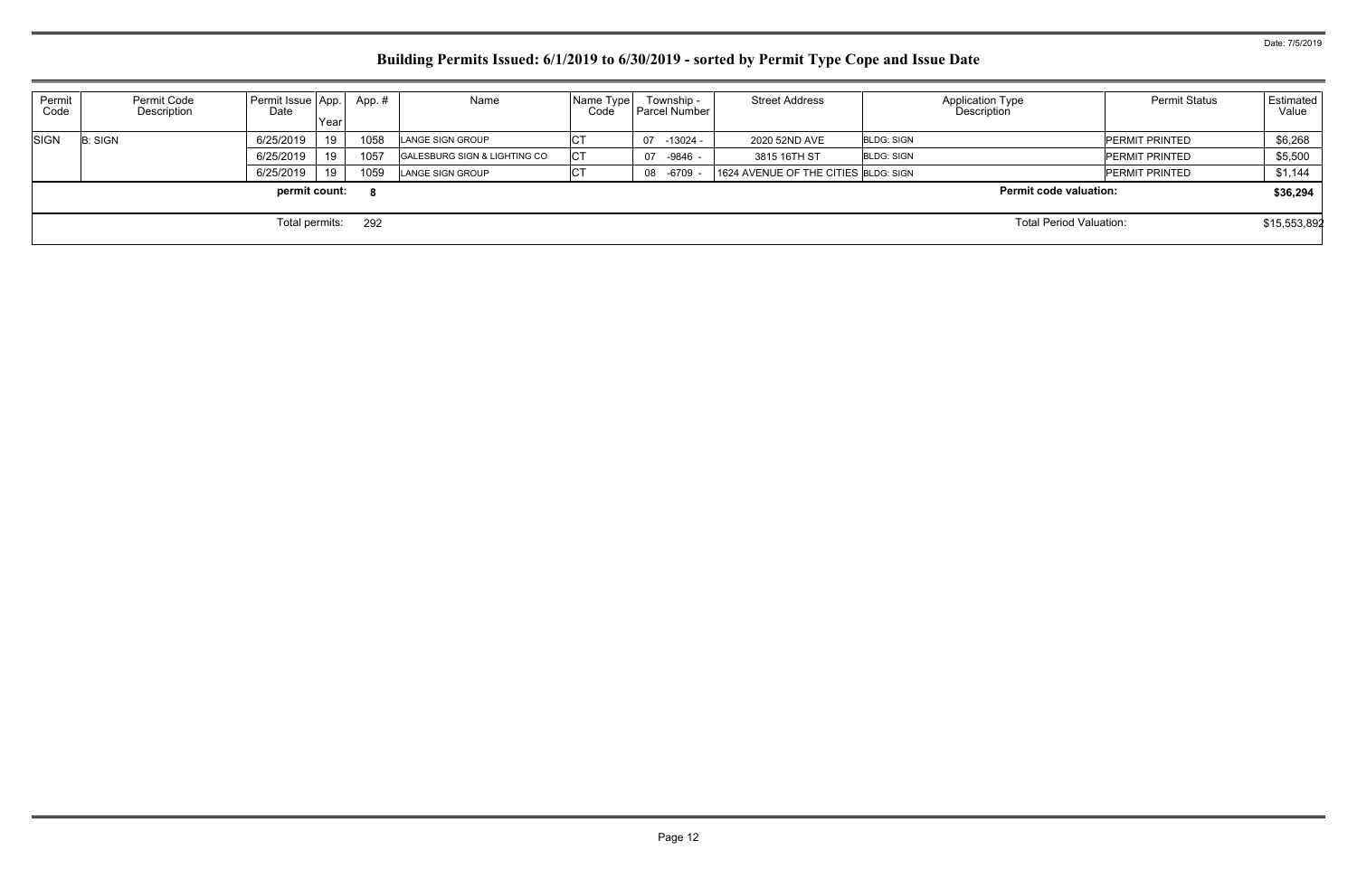Date: 7/5/2019

# Building Permits Issued: 6/1/2019 to 6/30/2019 - sorted by Permit Type Cope and Issue Date

| Permit Code | Permit Code Description | Permit Issue Date | App. Year | App. # | Name | Name Type Code | Township - Parcel Number | Street Address | Application Type Description | Permit Status | Estimated Value |
|---|---|---|---|---|---|---|---|---|---|---|---|
| SIGN | B: SIGN | 6/25/2019 | 19 | 1058 | LANGE SIGN GROUP | CT | 07 -13024 - | 2020 52ND AVE | BLDG: SIGN | PERMIT PRINTED | $6,268 |
| | | 6/25/2019 | 19 | 1057 | GALESBURG SIGN & LIGHTING CO | CT | 07 -9846 - | 3815 16TH ST | BLDG: SIGN | PERMIT PRINTED | $5,500 |
| | | 6/25/2019 | 19 | 1059 | LANGE SIGN GROUP | CT | 08 -6709 - | 1624 AVENUE OF THE CITIES | BLDG: SIGN | PERMIT PRINTED | $1,144 |
| | | **permit count:** | | **8** | | | | | **Permit code valuation:** | | **$36,294** |
| | | Total permits: | | 292 | | | | | Total Period Valuation: | | $15,553,892 |